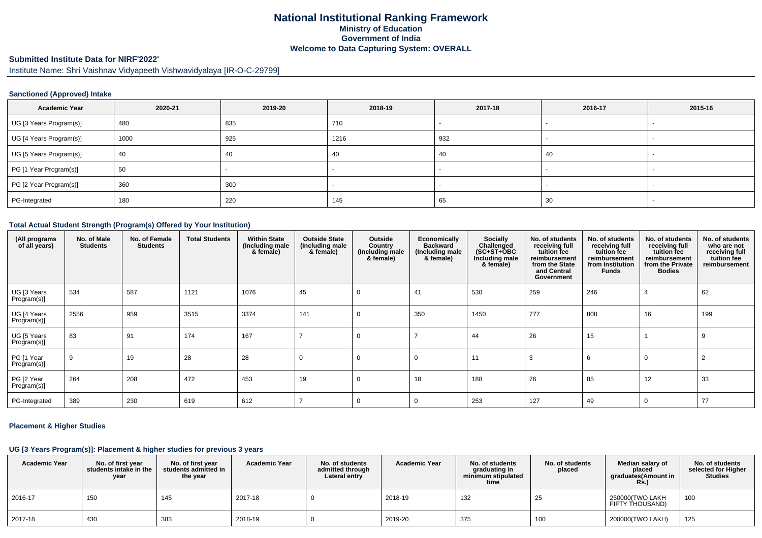# National Institutional Ranking Framework
## Ministry of Education
## Government of India
## Welcome to Data Capturing System: OVERALL

### Submitted Institute Data for NIRF'2022'

Institute Name: Shri Vaishnav Vidyapeeth Vishwavidyalaya [IR-O-C-29799]

#### Sanctioned (Approved) Intake

| Academic Year | 2020-21 | 2019-20 | 2018-19 | 2017-18 | 2016-17 | 2015-16 |
|---|---|---|---|---|---|---|
| UG [3 Years Program(s)] | 480 | 835 | 710 | - | - | - |
| UG [4 Years Program(s)] | 1000 | 925 | 1216 | 932 | - | - |
| UG [5 Years Program(s)] | 40 | 40 | 40 | 40 | 40 | - |
| PG [1 Year Program(s)] | 50 | - | - | - | - | - |
| PG [2 Year Program(s)] | 360 | 300 | - | - | - | - |
| PG-Integrated | 180 | 220 | 145 | 65 | 30 | - |

#### Total Actual Student Strength (Program(s) Offered by Your Institution)

| (All programs of all years) | No. of Male Students | No. of Female Students | Total Students | Within State (Including male & female) | Outside State (Including male & female) | Outside Country (Including male & female) | Economically Backward (Including male & female) | Socially Challenged (SC+ST+OBC Including male & female) | No. of students receiving full tuition fee reimbursement from the State and Central Government | No. of students receiving full tuition fee reimbursement from Institution Funds | No. of students receiving full tuition fee reimbursement from the Private Bodies | No. of students who are not receiving full tuition fee reimbursement |
|---|---|---|---|---|---|---|---|---|---|---|---|---|
| UG [3 Years Program(s)] | 534 | 587 | 1121 | 1076 | 45 | 0 | 41 | 530 | 259 | 246 | 4 | 62 |
| UG [4 Years Program(s)] | 2556 | 959 | 3515 | 3374 | 141 | 0 | 350 | 1450 | 777 | 808 | 16 | 199 |
| UG [5 Years Program(s)] | 83 | 91 | 174 | 167 | 7 | 0 | 7 | 44 | 26 | 15 | 1 | 9 |
| PG [1 Year Program(s)] | 9 | 19 | 28 | 28 | 0 | 0 | 0 | 11 | 3 | 6 | 0 | 2 |
| PG [2 Year Program(s)] | 264 | 208 | 472 | 453 | 19 | 0 | 18 | 188 | 76 | 85 | 12 | 33 |
| PG-Integrated | 389 | 230 | 619 | 612 | 7 | 0 | 0 | 253 | 127 | 49 | 0 | 77 |

#### Placement & Higher Studies

#### UG [3 Years Program(s)]: Placement & higher studies for previous 3 years

| Academic Year | No. of first year students intake in the year | No. of first year students admitted in the year | Academic Year | No. of students admitted through Lateral entry | Academic Year | No. of students graduating in minimum stipulated time | No. of students placed | Median salary of placed graduates(Amount in Rs.) | No. of students selected for Higher Studies |
|---|---|---|---|---|---|---|---|---|---|
| 2016-17 | 150 | 145 | 2017-18 | 0 | 2018-19 | 132 | 25 | 250000(TWO LAKH FIFTY THOUSAND) | 100 |
| 2017-18 | 430 | 383 | 2018-19 | 0 | 2019-20 | 375 | 100 | 200000(TWO LAKH) | 125 |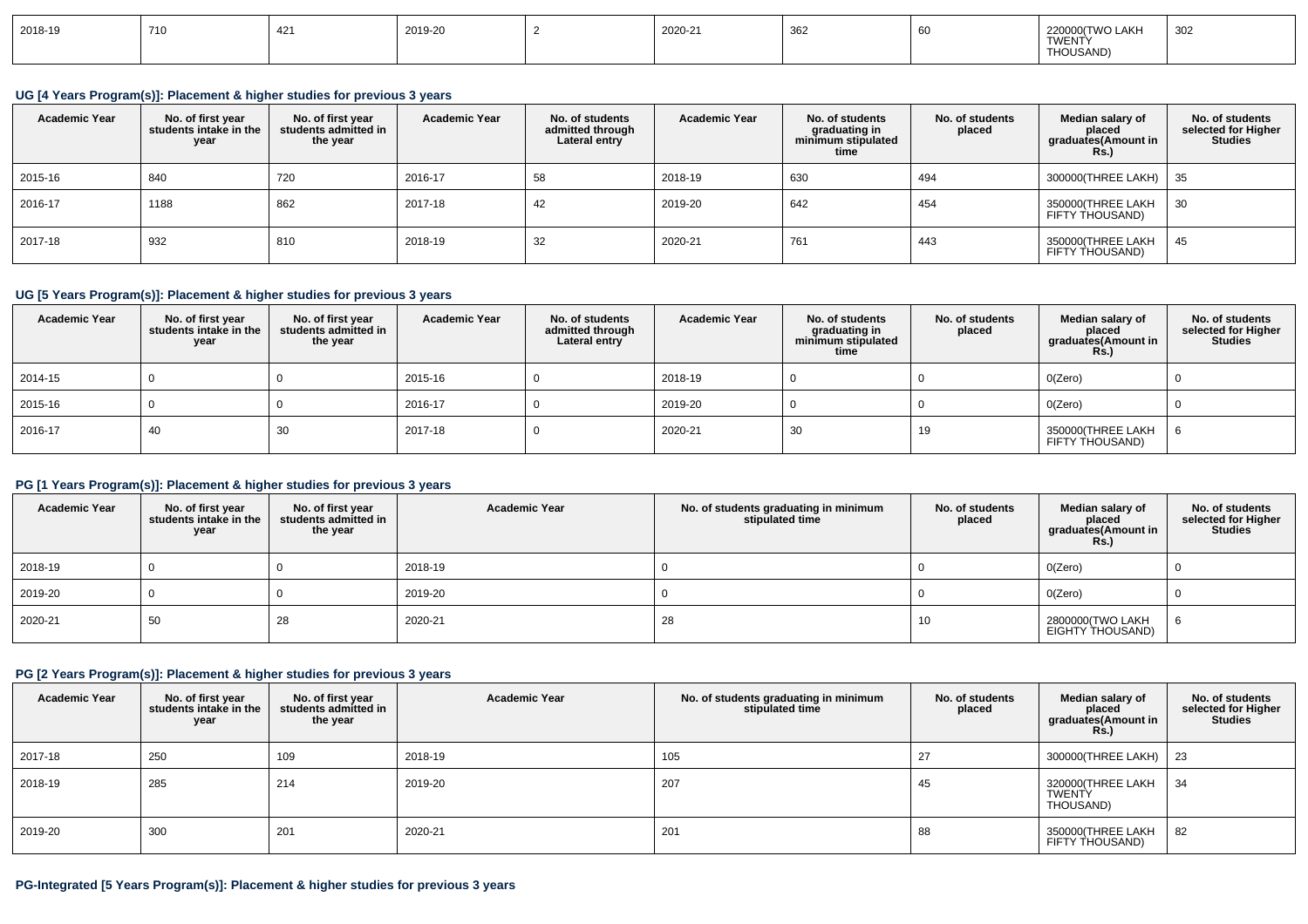| 2018-19 | 710 | 421 | 2019-20 | 2 | 2020-21 | 362 | 60 | 220000(TWO LAKH TWENTY THOUSAND) | 302 |
|---|---|---|---|---|---|---|---|---|---|

### UG [4 Years Program(s)]: Placement & higher studies for previous 3 years

| Academic Year | No. of first year students intake in the year | No. of first year students admitted in the year | Academic Year | No. of students admitted through Lateral entry | Academic Year | No. of students graduating in minimum stipulated time | No. of students placed | Median salary of placed graduates(Amount in Rs.) | No. of students selected for Higher Studies |
|---|---|---|---|---|---|---|---|---|---|
| 2015-16 | 840 | 720 | 2016-17 | 58 | 2018-19 | 630 | 494 | 300000(THREE LAKH) | 35 |
| 2016-17 | 1188 | 862 | 2017-18 | 42 | 2019-20 | 642 | 454 | 350000(THREE LAKH FIFTY THOUSAND) | 30 |
| 2017-18 | 932 | 810 | 2018-19 | 32 | 2020-21 | 761 | 443 | 350000(THREE LAKH FIFTY THOUSAND) | 45 |

### UG [5 Years Program(s)]: Placement & higher studies for previous 3 years

| Academic Year | No. of first year students intake in the year | No. of first year students admitted in the year | Academic Year | No. of students admitted through Lateral entry | Academic Year | No. of students graduating in minimum stipulated time | No. of students placed | Median salary of placed graduates(Amount in Rs.) | No. of students selected for Higher Studies |
|---|---|---|---|---|---|---|---|---|---|
| 2014-15 | 0 | 0 | 2015-16 | 0 | 2018-19 | 0 | 0 | 0(Zero) | 0 |
| 2015-16 | 0 | 0 | 2016-17 | 0 | 2019-20 | 0 | 0 | 0(Zero) | 0 |
| 2016-17 | 40 | 30 | 2017-18 | 0 | 2020-21 | 30 | 19 | 350000(THREE LAKH FIFTY THOUSAND) | 6 |

### PG [1 Years Program(s)]: Placement & higher studies for previous 3 years

| Academic Year | No. of first year students intake in the year | No. of first year students admitted in the year | Academic Year | No. of students graduating in minimum stipulated time | No. of students placed | Median salary of placed graduates(Amount in Rs.) | No. of students selected for Higher Studies |
|---|---|---|---|---|---|---|---|
| 2018-19 | 0 | 0 | 2018-19 | 0 | 0 | 0(Zero) | 0 |
| 2019-20 | 0 | 0 | 2019-20 | 0 | 0 | 0(Zero) | 0 |
| 2020-21 | 50 | 28 | 2020-21 | 28 | 10 | 2800000(TWO LAKH EIGHTY THOUSAND) | 6 |

### PG [2 Years Program(s)]: Placement & higher studies for previous 3 years

| Academic Year | No. of first year students intake in the year | No. of first year students admitted in the year | Academic Year | No. of students graduating in minimum stipulated time | No. of students placed | Median salary of placed graduates(Amount in Rs.) | No. of students selected for Higher Studies |
|---|---|---|---|---|---|---|---|
| 2017-18 | 250 | 109 | 2018-19 | 105 | 27 | 300000(THREE LAKH) | 23 |
| 2018-19 | 285 | 214 | 2019-20 | 207 | 45 | 320000(THREE LAKH TWENTY THOUSAND) | 34 |
| 2019-20 | 300 | 201 | 2020-21 | 201 | 88 | 350000(THREE LAKH FIFTY THOUSAND) | 82 |

### PG-Integrated [5 Years Program(s)]: Placement & higher studies for previous 3 years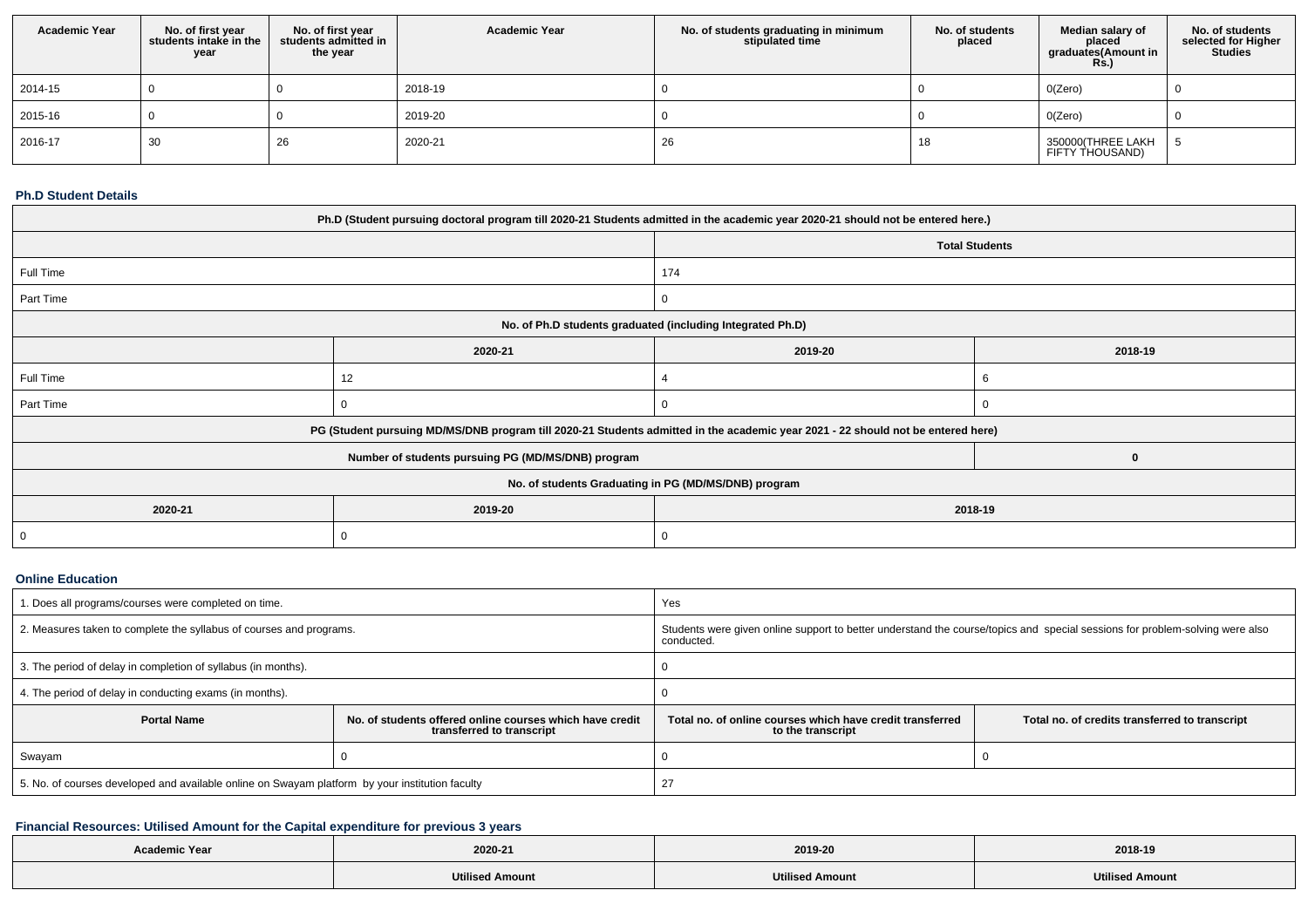| Academic Year | No. of first year students intake in the year | No. of first year students admitted in the year | Academic Year | No. of students graduating in minimum stipulated time | No. of students placed | Median salary of placed graduates(Amount in Rs.) | No. of students selected for Higher Studies |
|---|---|---|---|---|---|---|---|
| 2014-15 | 0 | 0 | 2018-19 | 0 | 0 | 0(Zero) | 0 |
| 2015-16 | 0 | 0 | 2019-20 | 0 | 0 | 0(Zero) | 0 |
| 2016-17 | 30 | 26 | 2020-21 | 26 | 18 | 350000(THREE LAKH FIFTY THOUSAND) | 5 |

### Ph.D Student Details

| Ph.D (Student pursuing doctoral program till 2020-21 Students admitted in the academic year 2020-21 should not be entered here.) | | | |
|---|---|---|---|
| | Total Students | | |
| Full Time | 174 | | |
| Part Time | 0 | | |
| No. of Ph.D students graduated (including Integrated Ph.D) | | | |
| | 2020-21 | 2019-20 | 2018-19 |
| Full Time | 12 | 4 | 6 |
| Part Time | 0 | 0 | 0 |
| PG (Student pursuing MD/MS/DNB program till 2020-21 Students admitted in the academic year 2021 - 22 should not be entered here) | | | |
| Number of students pursuing PG (MD/MS/DNB) program | | | 0 |
| No. of students Graduating in PG (MD/MS/DNB) program | | | |
| 2020-21 | 2019-20 | 2018-19 | |
| 0 | 0 | 0 | |

### Online Education

| 1. Does all programs/courses were completed on time. | | Yes | |
|---|---|---|---|
| 2. Measures taken to complete the syllabus of courses and programs. | | Students were given online support to better understand the course/topics and special sessions for problem-solving were also conducted. | |
| 3. The period of delay in completion of syllabus (in months). | | 0 | |
| 4. The period of delay in conducting exams (in months). | | 0 | |
| Portal Name | No. of students offered online courses which have credit transferred to transcript | Total no. of online courses which have credit transferred to the transcript | Total no. of credits transferred to transcript |
| Swayam | 0 | 0 | 0 |
| 5. No. of courses developed and available online on Swayam platform by your institution faculty | | 27 | |

### Financial Resources: Utilised Amount for the Capital expenditure for previous 3 years

| Academic Year | 2020-21 | 2019-20 | 2018-19 |
|---|---|---|---|
| | Utilised Amount | Utilised Amount | Utilised Amount |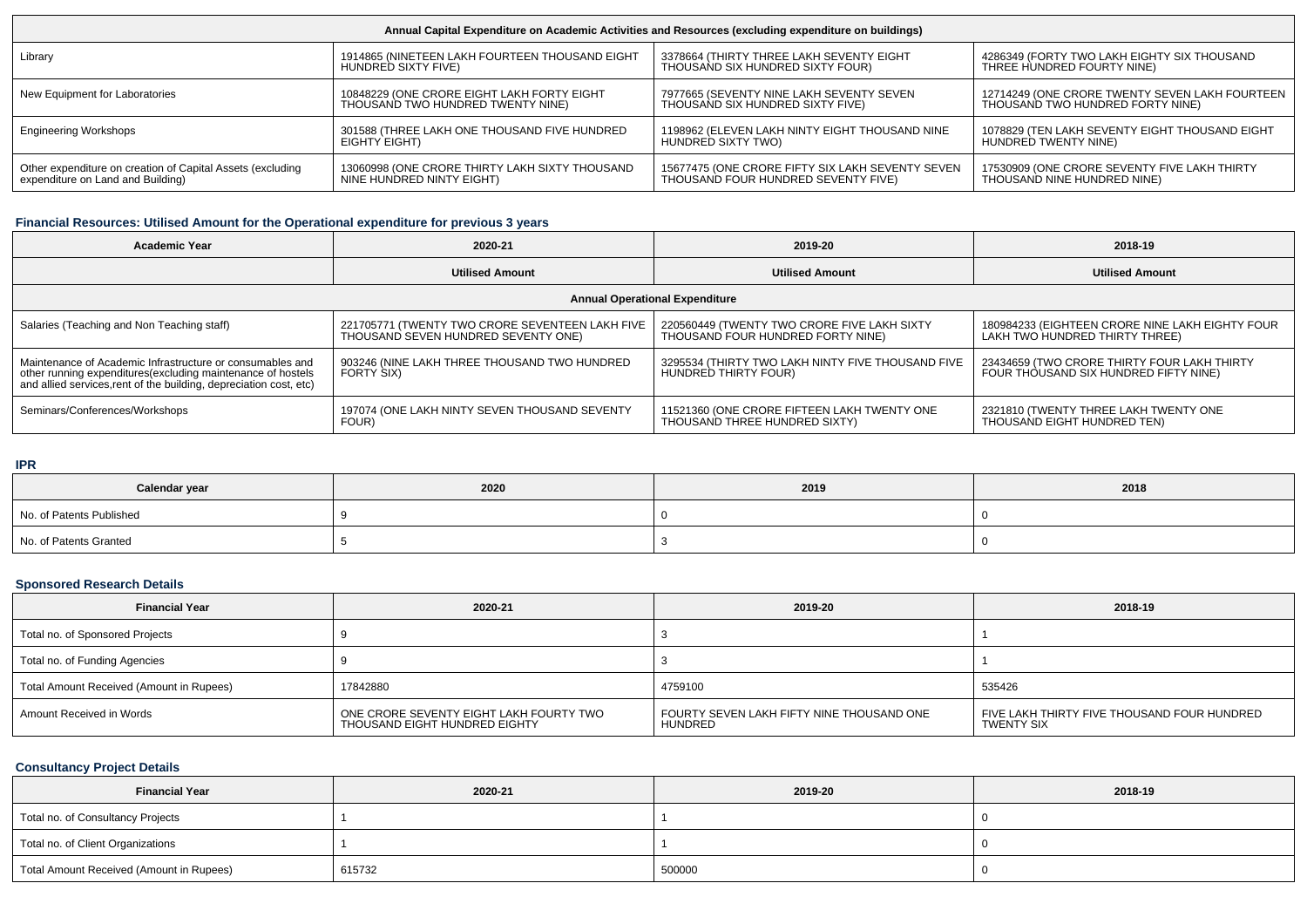| Annual Capital Expenditure on Academic Activities and Resources (excluding expenditure on buildings) | | | |
|---|---|---|---|
| Library | 1914865 (NINETEEN LAKH FOURTEEN THOUSAND EIGHT HUNDRED SIXTY FIVE) | 3378664 (THIRTY THREE LAKH SEVENTY EIGHT THOUSAND SIX HUNDRED SIXTY FOUR) | 4286349 (FORTY TWO LAKH EIGHTY SIX THOUSAND THREE HUNDRED FOURTY NINE) |
| New Equipment for Laboratories | 10848229 (ONE CRORE EIGHT LAKH FORTY EIGHT THOUSAND TWO HUNDRED TWENTY NINE) | 7977665 (SEVENTY NINE LAKH SEVENTY SEVEN THOUSAND SIX HUNDRED SIXTY FIVE) | 12714249 (ONE CRORE TWENTY SEVEN LAKH FOURTEEN THOUSAND TWO HUNDRED FORTY NINE) |
| Engineering Workshops | 301588 (THREE LAKH ONE THOUSAND FIVE HUNDRED EIGHTY EIGHT) | 1198962 (ELEVEN LAKH NINTY EIGHT THOUSAND NINE HUNDRED SIXTY TWO) | 1078829 (TEN LAKH SEVENTY EIGHT THOUSAND EIGHT HUNDRED TWENTY NINE) |
| Other expenditure on creation of Capital Assets (excluding expenditure on Land and Building) | 13060998 (ONE CRORE THIRTY LAKH SIXTY THOUSAND NINE HUNDRED NINTY EIGHT) | 15677475 (ONE CRORE FIFTY SIX LAKH SEVENTY SEVEN THOUSAND FOUR HUNDRED SEVENTY FIVE) | 17530909 (ONE CRORE SEVENTY FIVE LAKH THIRTY THOUSAND NINE HUNDRED NINE) |

### Financial Resources: Utilised Amount for the Operational expenditure for previous 3 years

| Academic Year | 2020-21 | 2019-20 | 2018-19 |
|---|---|---|---|
| | Utilised Amount | Utilised Amount | Utilised Amount |
| Annual Operational Expenditure | | | |
| Salaries (Teaching and Non Teaching staff) | 221705771 (TWENTY TWO CRORE SEVENTEEN LAKH FIVE THOUSAND SEVEN HUNDRED SEVENTY ONE) | 220560449 (TWENTY TWO CRORE FIVE LAKH SIXTY THOUSAND FOUR HUNDRED FORTY NINE) | 180984233 (EIGHTEEN CRORE NINE LAKH EIGHTY FOUR LAKH TWO HUNDRED THIRTY THREE) |
| Maintenance of Academic Infrastructure or consumables and other running expenditures(excluding maintenance of hostels and allied services,rent of the building, depreciation cost, etc) | 903246 (NINE LAKH THREE THOUSAND TWO HUNDRED FORTY SIX) | 3295534 (THIRTY TWO LAKH NINTY FIVE THOUSAND FIVE HUNDRED THIRTY FOUR) | 23434659 (TWO CRORE THIRTY FOUR LAKH THIRTY FOUR THOUSAND SIX HUNDRED FIFTY NINE) |
| Seminars/Conferences/Workshops | 197074 (ONE LAKH NINTY SEVEN THOUSAND SEVENTY FOUR) | 11521360 (ONE CRORE FIFTEEN LAKH TWENTY ONE THOUSAND THREE HUNDRED SIXTY) | 2321810 (TWENTY THREE LAKH TWENTY ONE THOUSAND EIGHT HUNDRED TEN) |

### IPR

| Calendar year | 2020 | 2019 | 2018 |
|---|---|---|---|
| No. of Patents Published | 9 | 0 | 0 |
| No. of Patents Granted | 5 | 3 | 0 |

### Sponsored Research Details

| Financial Year | 2020-21 | 2019-20 | 2018-19 |
|---|---|---|---|
| Total no. of Sponsored Projects | 9 | 3 | 1 |
| Total no. of Funding Agencies | 9 | 3 | 1 |
| Total Amount Received (Amount in Rupees) | 17842880 | 4759100 | 535426 |
| Amount Received in Words | ONE CRORE SEVENTY EIGHT LAKH FOURTY TWO THOUSAND EIGHT HUNDRED EIGHTY | FOURTY SEVEN LAKH FIFTY NINE THOUSAND ONE HUNDRED | FIVE LAKH THIRTY FIVE THOUSAND FOUR HUNDRED TWENTY SIX |

### Consultancy Project Details

| Financial Year | 2020-21 | 2019-20 | 2018-19 |
|---|---|---|---|
| Total no. of Consultancy Projects | 1 | 1 | 0 |
| Total no. of Client Organizations | 1 | 1 | 0 |
| Total Amount Received (Amount in Rupees) | 615732 | 500000 | 0 |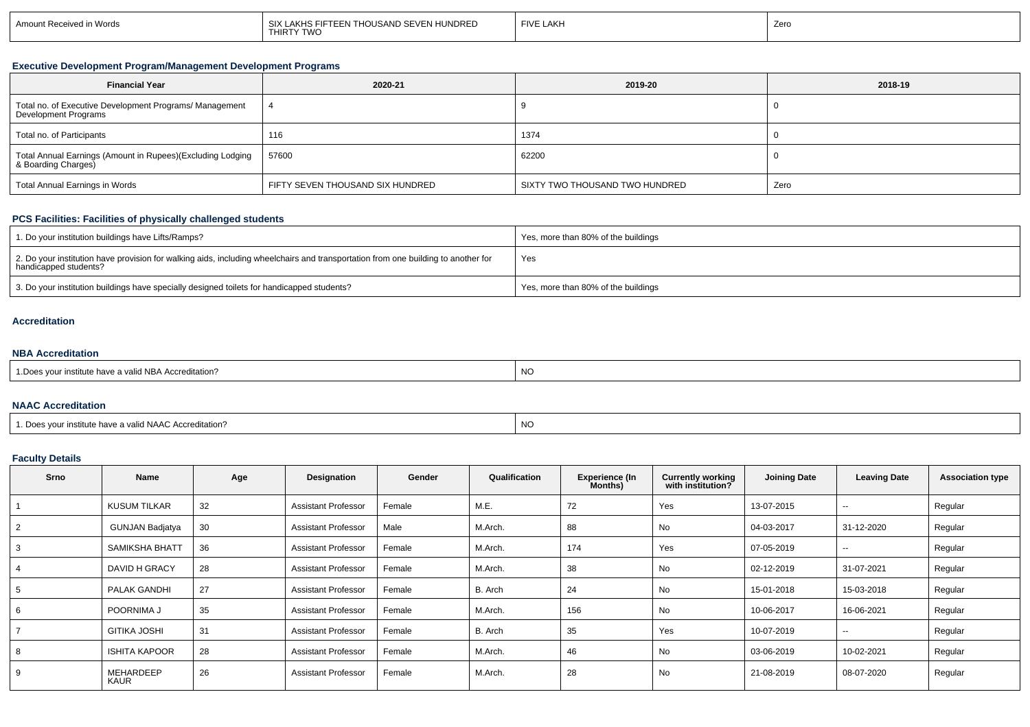| Amount Received in Words | SIX LAKHS FIFTEEN THOUSAND SEVEN HUNDRED THIRTY TWO | FIVE LAKH | Zero |
|---|---|---|---|

### Executive Development Program/Management Development Programs

| Financial Year | 2020-21 | 2019-20 | 2018-19 |
|---|---|---|---|
| Total no. of Executive Development Programs/ Management Development Programs | 4 | 9 | 0 |
| Total no. of Participants | 116 | 1374 | 0 |
| Total Annual Earnings (Amount in Rupees)(Excluding Lodging & Boarding Charges) | 57600 | 62200 | 0 |
| Total Annual Earnings in Words | FIFTY SEVEN THOUSAND SIX HUNDRED | SIXTY TWO THOUSAND TWO HUNDRED | Zero |

### PCS Facilities: Facilities of physically challenged students

| | |
|---|---|
| 1. Do your institution buildings have Lifts/Ramps? | Yes, more than 80% of the buildings |
| 2. Do your institution have provision for walking aids, including wheelchairs and transportation from one building to another for handicapped students? | Yes |
| 3. Do your institution buildings have specially designed toilets for handicapped students? | Yes, more than 80% of the buildings |

### Accreditation

### NBA Accreditation

| | |
|---|---|
| 1.Does your institute have a valid NBA Accreditation? | NO |

### NAAC Accreditation

| | |
|---|---|
| 1. Does your institute have a valid NAAC Accreditation? | NO |

### Faculty Details

| Srno | Name | Age | Designation | Gender | Qualification | Experience (In Months) | Currently working with institution? | Joining Date | Leaving Date | Association type |
|---|---|---|---|---|---|---|---|---|---|---|
| 1 | KUSUM TILKAR | 32 | Assistant Professor | Female | M.E. | 72 | Yes | 13-07-2015 | -- | Regular |
| 2 | GUNJAN Badjatya | 30 | Assistant Professor | Male | M.Arch. | 88 | No | 04-03-2017 | 31-12-2020 | Regular |
| 3 | SAMIKSHA BHATT | 36 | Assistant Professor | Female | M.Arch. | 174 | Yes | 07-05-2019 | -- | Regular |
| 4 | DAVID H GRACY | 28 | Assistant Professor | Female | M.Arch. | 38 | No | 02-12-2019 | 31-07-2021 | Regular |
| 5 | PALAK GANDHI | 27 | Assistant Professor | Female | B. Arch | 24 | No | 15-01-2018 | 15-03-2018 | Regular |
| 6 | POORNIMA J | 35 | Assistant Professor | Female | M.Arch. | 156 | No | 10-06-2017 | 16-06-2021 | Regular |
| 7 | GITIKA JOSHI | 31 | Assistant Professor | Female | B. Arch | 35 | Yes | 10-07-2019 | -- | Regular |
| 8 | ISHITA KAPOOR | 28 | Assistant Professor | Female | M.Arch. | 46 | No | 03-06-2019 | 10-02-2021 | Regular |
| 9 | MEHARDEEP KAUR | 26 | Assistant Professor | Female | M.Arch. | 28 | No | 21-08-2019 | 08-07-2020 | Regular |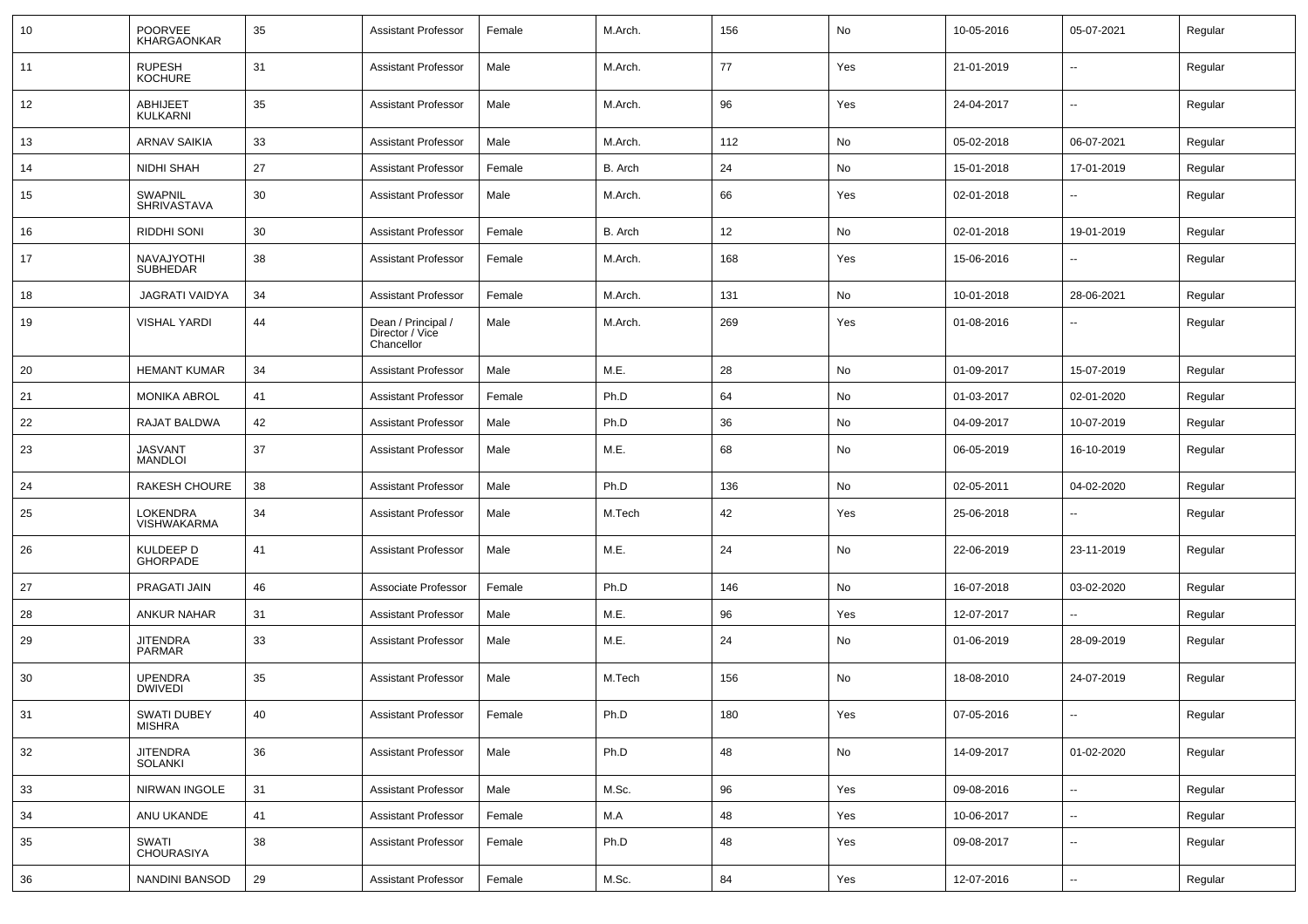| 10 | POORVEE KHARGAONKAR | 35 | Assistant Professor | Female | M.Arch. | 156 | No | 10-05-2016 | 05-07-2021 | Regular |
|---|---|---|---|---|---|---|---|---|---|---|
| 11 | RUPESH KOCHURE | 31 | Assistant Professor | Male | M.Arch. | 77 | Yes | 21-01-2019 | -- | Regular |
| 12 | ABHIJEET KULKARNI | 35 | Assistant Professor | Male | M.Arch. | 96 | Yes | 24-04-2017 | -- | Regular |
| 13 | ARNAV SAIKIA | 33 | Assistant Professor | Male | M.Arch. | 112 | No | 05-02-2018 | 06-07-2021 | Regular |
| 14 | NIDHI SHAH | 27 | Assistant Professor | Female | B. Arch | 24 | No | 15-01-2018 | 17-01-2019 | Regular |
| 15 | SWAPNIL SHRIVASTAVA | 30 | Assistant Professor | Male | M.Arch. | 66 | Yes | 02-01-2018 | -- | Regular |
| 16 | RIDDHI SONI | 30 | Assistant Professor | Female | B. Arch | 12 | No | 02-01-2018 | 19-01-2019 | Regular |
| 17 | NAVAJYOTHI SUBHEDAR | 38 | Assistant Professor | Female | M.Arch. | 168 | Yes | 15-06-2016 | -- | Regular |
| 18 | JAGRATI VAIDYA | 34 | Assistant Professor | Female | M.Arch. | 131 | No | 10-01-2018 | 28-06-2021 | Regular |
| 19 | VISHAL YARDI | 44 | Dean / Principal / Director / Vice Chancellor | Male | M.Arch. | 269 | Yes | 01-08-2016 | -- | Regular |
| 20 | HEMANT KUMAR | 34 | Assistant Professor | Male | M.E. | 28 | No | 01-09-2017 | 15-07-2019 | Regular |
| 21 | MONIKA ABROL | 41 | Assistant Professor | Female | Ph.D | 64 | No | 01-03-2017 | 02-01-2020 | Regular |
| 22 | RAJAT BALDWA | 42 | Assistant Professor | Male | Ph.D | 36 | No | 04-09-2017 | 10-07-2019 | Regular |
| 23 | JASVANT MANDLOI | 37 | Assistant Professor | Male | M.E. | 68 | No | 06-05-2019 | 16-10-2019 | Regular |
| 24 | RAKESH CHOURE | 38 | Assistant Professor | Male | Ph.D | 136 | No | 02-05-2011 | 04-02-2020 | Regular |
| 25 | LOKENDRA VISHWAKARMA | 34 | Assistant Professor | Male | M.Tech | 42 | Yes | 25-06-2018 | -- | Regular |
| 26 | KULDEEP D GHORPADE | 41 | Assistant Professor | Male | M.E. | 24 | No | 22-06-2019 | 23-11-2019 | Regular |
| 27 | PRAGATI JAIN | 46 | Associate Professor | Female | Ph.D | 146 | No | 16-07-2018 | 03-02-2020 | Regular |
| 28 | ANKUR NAHAR | 31 | Assistant Professor | Male | M.E. | 96 | Yes | 12-07-2017 | -- | Regular |
| 29 | JITENDRA PARMAR | 33 | Assistant Professor | Male | M.E. | 24 | No | 01-06-2019 | 28-09-2019 | Regular |
| 30 | UPENDRA DWIVEDI | 35 | Assistant Professor | Male | M.Tech | 156 | No | 18-08-2010 | 24-07-2019 | Regular |
| 31 | SWATI DUBEY MISHRA | 40 | Assistant Professor | Female | Ph.D | 180 | Yes | 07-05-2016 | -- | Regular |
| 32 | JITENDRA SOLANKI | 36 | Assistant Professor | Male | Ph.D | 48 | No | 14-09-2017 | 01-02-2020 | Regular |
| 33 | NIRWAN INGOLE | 31 | Assistant Professor | Male | M.Sc. | 96 | Yes | 09-08-2016 | -- | Regular |
| 34 | ANU UKANDE | 41 | Assistant Professor | Female | M.A | 48 | Yes | 10-06-2017 | -- | Regular |
| 35 | SWATI CHOURASIYA | 38 | Assistant Professor | Female | Ph.D | 48 | Yes | 09-08-2017 | -- | Regular |
| 36 | NANDINI BANSOD | 29 | Assistant Professor | Female | M.Sc. | 84 | Yes | 12-07-2016 | -- | Regular |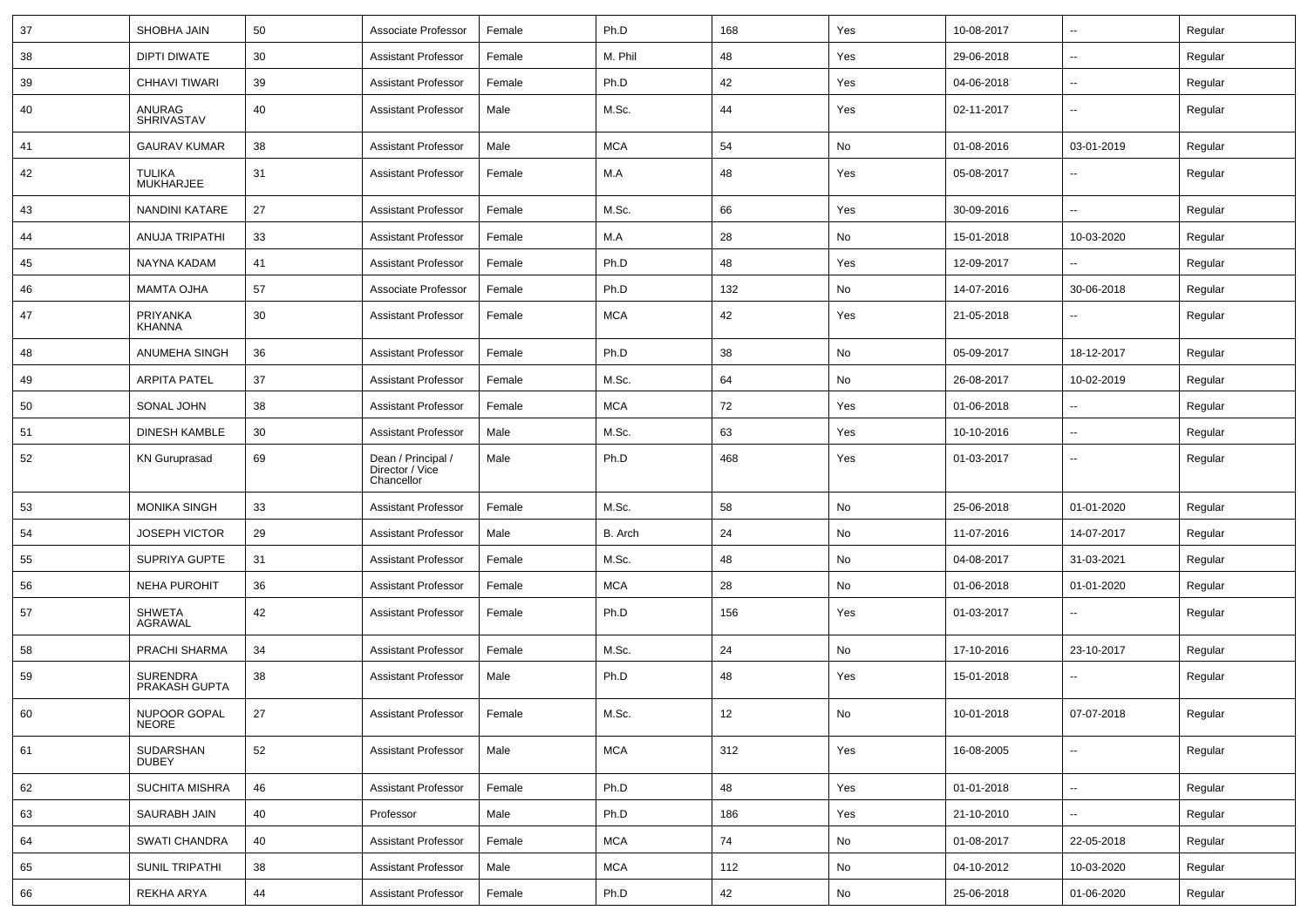| 37 | SHOBHA JAIN | 50 | Associate Professor | Female | Ph.D | 168 | Yes | 10-08-2017 | -- | Regular |
|---|---|---|---|---|---|---|---|---|---|---|
| 38 | DIPTI DIWATE | 30 | Assistant Professor | Female | M. Phil | 48 | Yes | 29-06-2018 | -- | Regular |
| 39 | CHHAVI TIWARI | 39 | Assistant Professor | Female | Ph.D | 42 | Yes | 04-06-2018 | -- | Regular |
| 40 | ANURAG SHRIVASTAV | 40 | Assistant Professor | Male | M.Sc. | 44 | Yes | 02-11-2017 | -- | Regular |
| 41 | GAURAV KUMAR | 38 | Assistant Professor | Male | MCA | 54 | No | 01-08-2016 | 03-01-2019 | Regular |
| 42 | TULIKA MUKHARJEE | 31 | Assistant Professor | Female | M.A | 48 | Yes | 05-08-2017 | -- | Regular |
| 43 | NANDINI KATARE | 27 | Assistant Professor | Female | M.Sc. | 66 | Yes | 30-09-2016 | -- | Regular |
| 44 | ANUJA TRIPATHI | 33 | Assistant Professor | Female | M.A | 28 | No | 15-01-2018 | 10-03-2020 | Regular |
| 45 | NAYNA KADAM | 41 | Assistant Professor | Female | Ph.D | 48 | Yes | 12-09-2017 | -- | Regular |
| 46 | MAMTA OJHA | 57 | Associate Professor | Female | Ph.D | 132 | No | 14-07-2016 | 30-06-2018 | Regular |
| 47 | PRIYANKA KHANNA | 30 | Assistant Professor | Female | MCA | 42 | Yes | 21-05-2018 | -- | Regular |
| 48 | ANUMEHA SINGH | 36 | Assistant Professor | Female | Ph.D | 38 | No | 05-09-2017 | 18-12-2017 | Regular |
| 49 | ARPITA PATEL | 37 | Assistant Professor | Female | M.Sc. | 64 | No | 26-08-2017 | 10-02-2019 | Regular |
| 50 | SONAL JOHN | 38 | Assistant Professor | Female | MCA | 72 | Yes | 01-06-2018 | -- | Regular |
| 51 | DINESH KAMBLE | 30 | Assistant Professor | Male | M.Sc. | 63 | Yes | 10-10-2016 | -- | Regular |
| 52 | KN Guruprasad | 69 | Dean / Principal / Director / Vice Chancellor | Male | Ph.D | 468 | Yes | 01-03-2017 | -- | Regular |
| 53 | MONIKA SINGH | 33 | Assistant Professor | Female | M.Sc. | 58 | No | 25-06-2018 | 01-01-2020 | Regular |
| 54 | JOSEPH VICTOR | 29 | Assistant Professor | Male | B. Arch | 24 | No | 11-07-2016 | 14-07-2017 | Regular |
| 55 | SUPRIYA GUPTE | 31 | Assistant Professor | Female | M.Sc. | 48 | No | 04-08-2017 | 31-03-2021 | Regular |
| 56 | NEHA PUROHIT | 36 | Assistant Professor | Female | MCA | 28 | No | 01-06-2018 | 01-01-2020 | Regular |
| 57 | SHWETA AGRAWAL | 42 | Assistant Professor | Female | Ph.D | 156 | Yes | 01-03-2017 | -- | Regular |
| 58 | PRACHI SHARMA | 34 | Assistant Professor | Female | M.Sc. | 24 | No | 17-10-2016 | 23-10-2017 | Regular |
| 59 | SURENDRA PRAKASH GUPTA | 38 | Assistant Professor | Male | Ph.D | 48 | Yes | 15-01-2018 | -- | Regular |
| 60 | NUPOOR GOPAL NEORE | 27 | Assistant Professor | Female | M.Sc. | 12 | No | 10-01-2018 | 07-07-2018 | Regular |
| 61 | SUDARSHAN DUBEY | 52 | Assistant Professor | Male | MCA | 312 | Yes | 16-08-2005 | -- | Regular |
| 62 | SUCHITA MISHRA | 46 | Assistant Professor | Female | Ph.D | 48 | Yes | 01-01-2018 | -- | Regular |
| 63 | SAURABH JAIN | 40 | Professor | Male | Ph.D | 186 | Yes | 21-10-2010 | -- | Regular |
| 64 | SWATI CHANDRA | 40 | Assistant Professor | Female | MCA | 74 | No | 01-08-2017 | 22-05-2018 | Regular |
| 65 | SUNIL TRIPATHI | 38 | Assistant Professor | Male | MCA | 112 | No | 04-10-2012 | 10-03-2020 | Regular |
| 66 | REKHA ARYA | 44 | Assistant Professor | Female | Ph.D | 42 | No | 25-06-2018 | 01-06-2020 | Regular |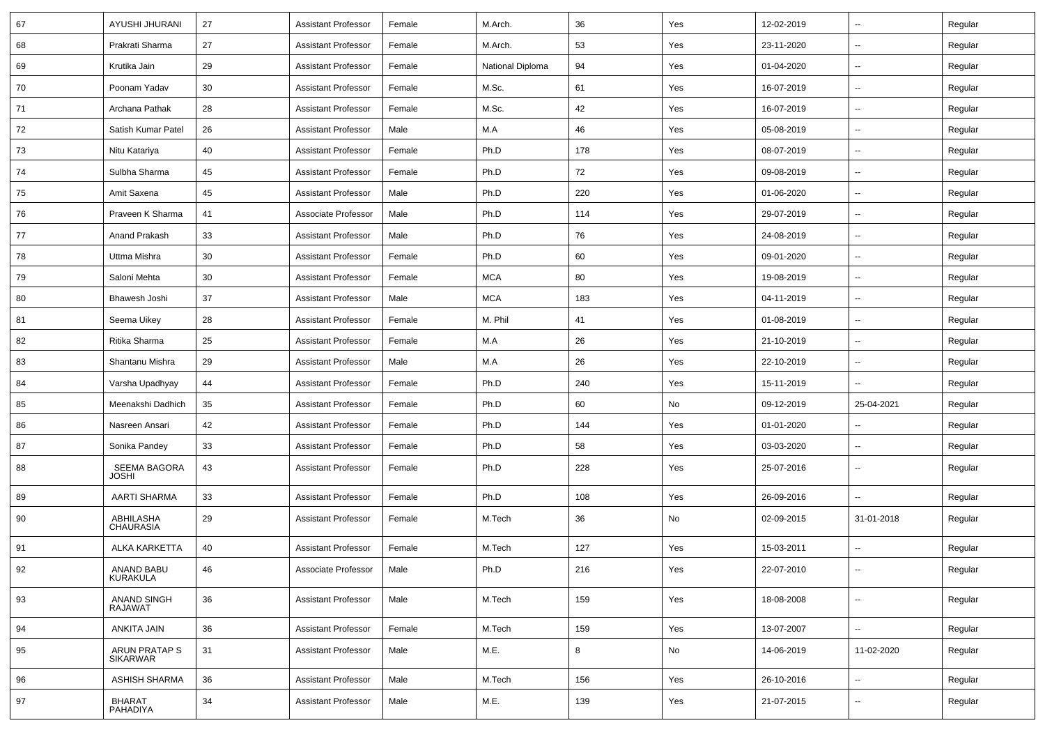| | | | | | | | | | | |
|---|---|---|---|---|---|---|---|---|---|---|
| 67 | AYUSHI JHURANI | 27 | Assistant Professor | Female | M.Arch. | 36 | Yes | 12-02-2019 | -- | Regular |
| 68 | Prakrati Sharma | 27 | Assistant Professor | Female | M.Arch. | 53 | Yes | 23-11-2020 | -- | Regular |
| 69 | Krutika Jain | 29 | Assistant Professor | Female | National Diploma | 94 | Yes | 01-04-2020 | -- | Regular |
| 70 | Poonam Yadav | 30 | Assistant Professor | Female | M.Sc. | 61 | Yes | 16-07-2019 | -- | Regular |
| 71 | Archana Pathak | 28 | Assistant Professor | Female | M.Sc. | 42 | Yes | 16-07-2019 | -- | Regular |
| 72 | Satish Kumar Patel | 26 | Assistant Professor | Male | M.A | 46 | Yes | 05-08-2019 | -- | Regular |
| 73 | Nitu Katariya | 40 | Assistant Professor | Female | Ph.D | 178 | Yes | 08-07-2019 | -- | Regular |
| 74 | Sulbha Sharma | 45 | Assistant Professor | Female | Ph.D | 72 | Yes | 09-08-2019 | -- | Regular |
| 75 | Amit Saxena | 45 | Assistant Professor | Male | Ph.D | 220 | Yes | 01-06-2020 | -- | Regular |
| 76 | Praveen K Sharma | 41 | Associate Professor | Male | Ph.D | 114 | Yes | 29-07-2019 | -- | Regular |
| 77 | Anand Prakash | 33 | Assistant Professor | Male | Ph.D | 76 | Yes | 24-08-2019 | -- | Regular |
| 78 | Uttma Mishra | 30 | Assistant Professor | Female | Ph.D | 60 | Yes | 09-01-2020 | -- | Regular |
| 79 | Saloni Mehta | 30 | Assistant Professor | Female | MCA | 80 | Yes | 19-08-2019 | -- | Regular |
| 80 | Bhawesh Joshi | 37 | Assistant Professor | Male | MCA | 183 | Yes | 04-11-2019 | -- | Regular |
| 81 | Seema Uikey | 28 | Assistant Professor | Female | M. Phil | 41 | Yes | 01-08-2019 | -- | Regular |
| 82 | Ritika Sharma | 25 | Assistant Professor | Female | M.A | 26 | Yes | 21-10-2019 | -- | Regular |
| 83 | Shantanu Mishra | 29 | Assistant Professor | Male | M.A | 26 | Yes | 22-10-2019 | -- | Regular |
| 84 | Varsha Upadhyay | 44 | Assistant Professor | Female | Ph.D | 240 | Yes | 15-11-2019 | -- | Regular |
| 85 | Meenakshi Dadhich | 35 | Assistant Professor | Female | Ph.D | 60 | No | 09-12-2019 | 25-04-2021 | Regular |
| 86 | Nasreen Ansari | 42 | Assistant Professor | Female | Ph.D | 144 | Yes | 01-01-2020 | -- | Regular |
| 87 | Sonika Pandey | 33 | Assistant Professor | Female | Ph.D | 58 | Yes | 03-03-2020 | -- | Regular |
| 88 | SEEMA BAGORA JOSHI | 43 | Assistant Professor | Female | Ph.D | 228 | Yes | 25-07-2016 | -- | Regular |
| 89 | AARTI SHARMA | 33 | Assistant Professor | Female | Ph.D | 108 | Yes | 26-09-2016 | -- | Regular |
| 90 | ABHILASHA CHAURASIA | 29 | Assistant Professor | Female | M.Tech | 36 | No | 02-09-2015 | 31-01-2018 | Regular |
| 91 | ALKA KARKETTA | 40 | Assistant Professor | Female | M.Tech | 127 | Yes | 15-03-2011 | -- | Regular |
| 92 | ANAND BABU KURAKULA | 46 | Associate Professor | Male | Ph.D | 216 | Yes | 22-07-2010 | -- | Regular |
| 93 | ANAND SINGH RAJAWAT | 36 | Assistant Professor | Male | M.Tech | 159 | Yes | 18-08-2008 | -- | Regular |
| 94 | ANKITA JAIN | 36 | Assistant Professor | Female | M.Tech | 159 | Yes | 13-07-2007 | -- | Regular |
| 95 | ARUN PRATAP S SIKARWAR | 31 | Assistant Professor | Male | M.E. | 8 | No | 14-06-2019 | 11-02-2020 | Regular |
| 96 | ASHISH SHARMA | 36 | Assistant Professor | Male | M.Tech | 156 | Yes | 26-10-2016 | -- | Regular |
| 97 | BHARAT PAHADIYA | 34 | Assistant Professor | Male | M.E. | 139 | Yes | 21-07-2015 | -- | Regular |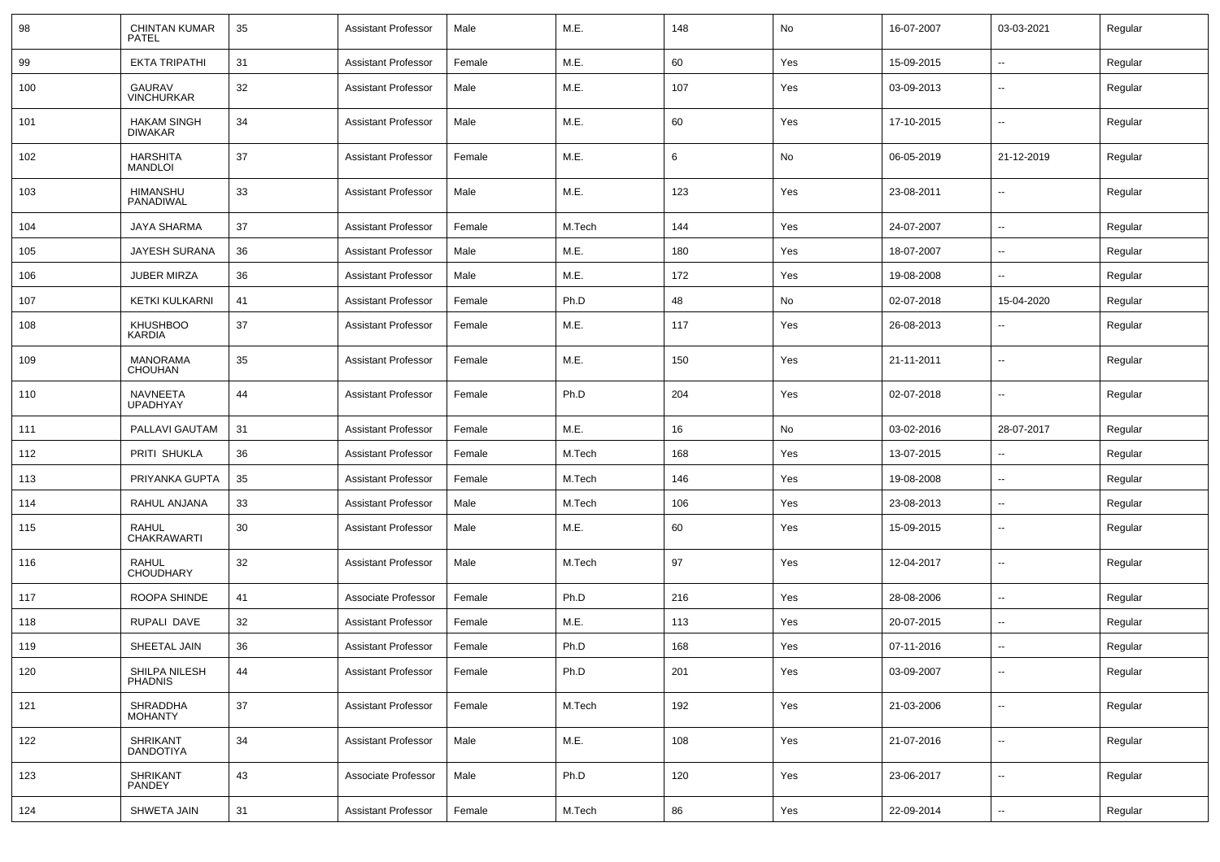| 98 | CHINTAN KUMAR PATEL | 35 | Assistant Professor | Male | M.E. | 148 | No | 16-07-2007 | 03-03-2021 | Regular |
|---|---|---|---|---|---|---|---|---|---|---|
| 99 | EKTA TRIPATHI | 31 | Assistant Professor | Female | M.E. | 60 | Yes | 15-09-2015 | -- | Regular |
| 100 | GAURAV VINCHURKAR | 32 | Assistant Professor | Male | M.E. | 107 | Yes | 03-09-2013 | -- | Regular |
| 101 | HAKAM SINGH DIWAKAR | 34 | Assistant Professor | Male | M.E. | 60 | Yes | 17-10-2015 | -- | Regular |
| 102 | HARSHITA MANDLOI | 37 | Assistant Professor | Female | M.E. | 6 | No | 06-05-2019 | 21-12-2019 | Regular |
| 103 | HIMANSHU PANADIWAL | 33 | Assistant Professor | Male | M.E. | 123 | Yes | 23-08-2011 | -- | Regular |
| 104 | JAYA SHARMA | 37 | Assistant Professor | Female | M.Tech | 144 | Yes | 24-07-2007 | -- | Regular |
| 105 | JAYESH SURANA | 36 | Assistant Professor | Male | M.E. | 180 | Yes | 18-07-2007 | -- | Regular |
| 106 | JUBER MIRZA | 36 | Assistant Professor | Male | M.E. | 172 | Yes | 19-08-2008 | -- | Regular |
| 107 | KETKI KULKARNI | 41 | Assistant Professor | Female | Ph.D | 48 | No | 02-07-2018 | 15-04-2020 | Regular |
| 108 | KHUSHBOO KARDIA | 37 | Assistant Professor | Female | M.E. | 117 | Yes | 26-08-2013 | -- | Regular |
| 109 | MANORAMA CHOUHAN | 35 | Assistant Professor | Female | M.E. | 150 | Yes | 21-11-2011 | -- | Regular |
| 110 | NAVNEETA UPADHYAY | 44 | Assistant Professor | Female | Ph.D | 204 | Yes | 02-07-2018 | -- | Regular |
| 111 | PALLAVI GAUTAM | 31 | Assistant Professor | Female | M.E. | 16 | No | 03-02-2016 | 28-07-2017 | Regular |
| 112 | PRITI SHUKLA | 36 | Assistant Professor | Female | M.Tech | 168 | Yes | 13-07-2015 | -- | Regular |
| 113 | PRIYANKA GUPTA | 35 | Assistant Professor | Female | M.Tech | 146 | Yes | 19-08-2008 | -- | Regular |
| 114 | RAHUL ANJANA | 33 | Assistant Professor | Male | M.Tech | 106 | Yes | 23-08-2013 | -- | Regular |
| 115 | RAHUL CHAKRAWARTI | 30 | Assistant Professor | Male | M.E. | 60 | Yes | 15-09-2015 | -- | Regular |
| 116 | RAHUL CHOUDHARY | 32 | Assistant Professor | Male | M.Tech | 97 | Yes | 12-04-2017 | -- | Regular |
| 117 | ROOPA SHINDE | 41 | Associate Professor | Female | Ph.D | 216 | Yes | 28-08-2006 | -- | Regular |
| 118 | RUPALI DAVE | 32 | Assistant Professor | Female | M.E. | 113 | Yes | 20-07-2015 | -- | Regular |
| 119 | SHEETAL JAIN | 36 | Assistant Professor | Female | Ph.D | 168 | Yes | 07-11-2016 | -- | Regular |
| 120 | SHILPA NILESH PHADNIS | 44 | Assistant Professor | Female | Ph.D | 201 | Yes | 03-09-2007 | -- | Regular |
| 121 | SHRADDHA MOHANTY | 37 | Assistant Professor | Female | M.Tech | 192 | Yes | 21-03-2006 | -- | Regular |
| 122 | SHRIKANT DANDOTIYA | 34 | Assistant Professor | Male | M.E. | 108 | Yes | 21-07-2016 | -- | Regular |
| 123 | SHRIKANT PANDEY | 43 | Associate Professor | Male | Ph.D | 120 | Yes | 23-06-2017 | -- | Regular |
| 124 | SHWETA JAIN | 31 | Assistant Professor | Female | M.Tech | 86 | Yes | 22-09-2014 | -- | Regular |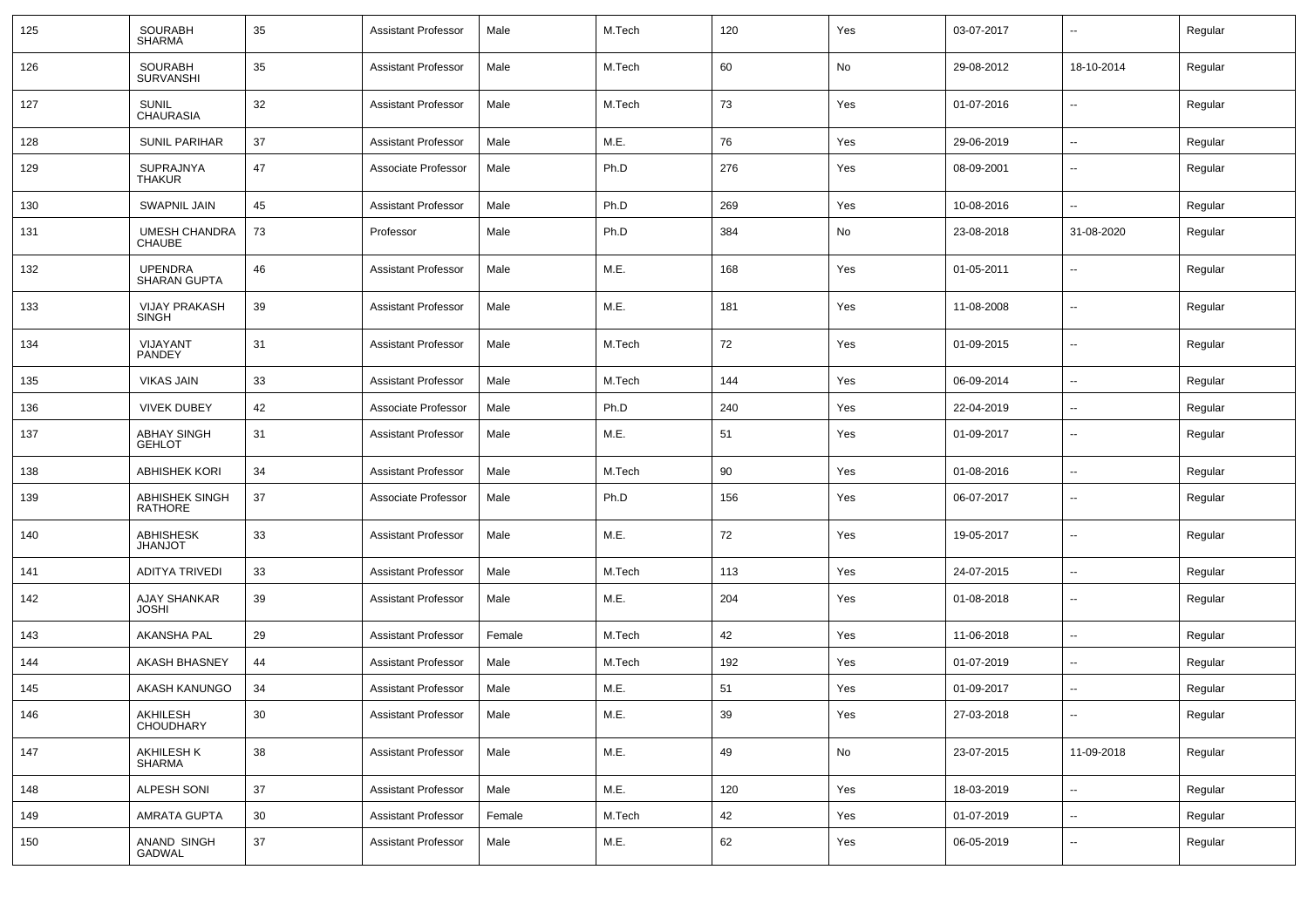| 125 | SOURABH SHARMA | 35 | Assistant Professor | Male | M.Tech | 120 | Yes | 03-07-2017 | -- | Regular |
|---|---|---|---|---|---|---|---|---|---|---|
| 126 | SOURABH SURVANSHI | 35 | Assistant Professor | Male | M.Tech | 60 | No | 29-08-2012 | 18-10-2014 | Regular |
| 127 | SUNIL CHAURASIA | 32 | Assistant Professor | Male | M.Tech | 73 | Yes | 01-07-2016 | -- | Regular |
| 128 | SUNIL PARIHAR | 37 | Assistant Professor | Male | M.E. | 76 | Yes | 29-06-2019 | -- | Regular |
| 129 | SUPRAJNYA THAKUR | 47 | Associate Professor | Male | Ph.D | 276 | Yes | 08-09-2001 | -- | Regular |
| 130 | SWAPNIL JAIN | 45 | Assistant Professor | Male | Ph.D | 269 | Yes | 10-08-2016 | -- | Regular |
| 131 | UMESH CHANDRA CHAUBE | 73 | Professor | Male | Ph.D | 384 | No | 23-08-2018 | 31-08-2020 | Regular |
| 132 | UPENDRA SHARAN GUPTA | 46 | Assistant Professor | Male | M.E. | 168 | Yes | 01-05-2011 | -- | Regular |
| 133 | VIJAY PRAKASH SINGH | 39 | Assistant Professor | Male | M.E. | 181 | Yes | 11-08-2008 | -- | Regular |
| 134 | VIJAYANT PANDEY | 31 | Assistant Professor | Male | M.Tech | 72 | Yes | 01-09-2015 | -- | Regular |
| 135 | VIKAS JAIN | 33 | Assistant Professor | Male | M.Tech | 144 | Yes | 06-09-2014 | -- | Regular |
| 136 | VIVEK DUBEY | 42 | Associate Professor | Male | Ph.D | 240 | Yes | 22-04-2019 | -- | Regular |
| 137 | ABHAY SINGH GEHLOT | 31 | Assistant Professor | Male | M.E. | 51 | Yes | 01-09-2017 | -- | Regular |
| 138 | ABHISHEK KORI | 34 | Assistant Professor | Male | M.Tech | 90 | Yes | 01-08-2016 | -- | Regular |
| 139 | ABHISHEK SINGH RATHORE | 37 | Associate Professor | Male | Ph.D | 156 | Yes | 06-07-2017 | -- | Regular |
| 140 | ABHISHESK JHANJOT | 33 | Assistant Professor | Male | M.E. | 72 | Yes | 19-05-2017 | -- | Regular |
| 141 | ADITYA TRIVEDI | 33 | Assistant Professor | Male | M.Tech | 113 | Yes | 24-07-2015 | -- | Regular |
| 142 | AJAY SHANKAR JOSHI | 39 | Assistant Professor | Male | M.E. | 204 | Yes | 01-08-2018 | -- | Regular |
| 143 | AKANSHA PAL | 29 | Assistant Professor | Female | M.Tech | 42 | Yes | 11-06-2018 | -- | Regular |
| 144 | AKASH BHASNEY | 44 | Assistant Professor | Male | M.Tech | 192 | Yes | 01-07-2019 | -- | Regular |
| 145 | AKASH KANUNGO | 34 | Assistant Professor | Male | M.E. | 51 | Yes | 01-09-2017 | -- | Regular |
| 146 | AKHILESH CHOUDHARY | 30 | Assistant Professor | Male | M.E. | 39 | Yes | 27-03-2018 | -- | Regular |
| 147 | AKHILESH K SHARMA | 38 | Assistant Professor | Male | M.E. | 49 | No | 23-07-2015 | 11-09-2018 | Regular |
| 148 | ALPESH SONI | 37 | Assistant Professor | Male | M.E. | 120 | Yes | 18-03-2019 | -- | Regular |
| 149 | AMRATA GUPTA | 30 | Assistant Professor | Female | M.Tech | 42 | Yes | 01-07-2019 | -- | Regular |
| 150 | ANAND SINGH GADWAL | 37 | Assistant Professor | Male | M.E. | 62 | Yes | 06-05-2019 | -- | Regular |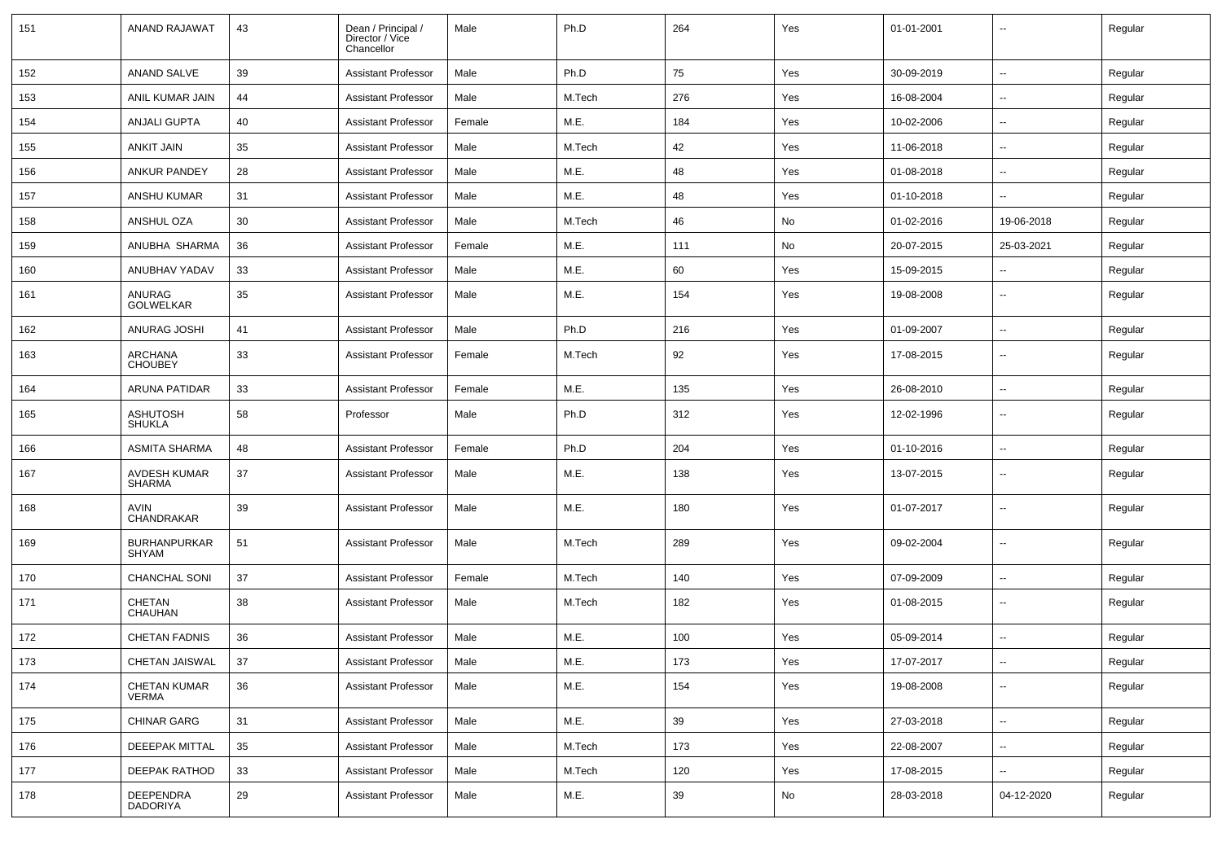| 151 | ANAND RAJAWAT | 43 | Dean / Principal / Director / Vice Chancellor | Male | Ph.D | 264 | Yes | 01-01-2001 | -- | Regular |
|---|---|---|---|---|---|---|---|---|---|---|
| 152 | ANAND SALVE | 39 | Assistant Professor | Male | Ph.D | 75 | Yes | 30-09-2019 | -- | Regular |
| 153 | ANIL KUMAR JAIN | 44 | Assistant Professor | Male | M.Tech | 276 | Yes | 16-08-2004 | -- | Regular |
| 154 | ANJALI GUPTA | 40 | Assistant Professor | Female | M.E. | 184 | Yes | 10-02-2006 | -- | Regular |
| 155 | ANKIT JAIN | 35 | Assistant Professor | Male | M.Tech | 42 | Yes | 11-06-2018 | -- | Regular |
| 156 | ANKUR PANDEY | 28 | Assistant Professor | Male | M.E. | 48 | Yes | 01-08-2018 | -- | Regular |
| 157 | ANSHU KUMAR | 31 | Assistant Professor | Male | M.E. | 48 | Yes | 01-10-2018 | -- | Regular |
| 158 | ANSHUL OZA | 30 | Assistant Professor | Male | M.Tech | 46 | No | 01-02-2016 | 19-06-2018 | Regular |
| 159 | ANUBHA SHARMA | 36 | Assistant Professor | Female | M.E. | 111 | No | 20-07-2015 | 25-03-2021 | Regular |
| 160 | ANUBHAV YADAV | 33 | Assistant Professor | Male | M.E. | 60 | Yes | 15-09-2015 | -- | Regular |
| 161 | ANURAG GOLWELKAR | 35 | Assistant Professor | Male | M.E. | 154 | Yes | 19-08-2008 | -- | Regular |
| 162 | ANURAG JOSHI | 41 | Assistant Professor | Male | Ph.D | 216 | Yes | 01-09-2007 | -- | Regular |
| 163 | ARCHANA CHOUBEY | 33 | Assistant Professor | Female | M.Tech | 92 | Yes | 17-08-2015 | -- | Regular |
| 164 | ARUNA PATIDAR | 33 | Assistant Professor | Female | M.E. | 135 | Yes | 26-08-2010 | -- | Regular |
| 165 | ASHUTOSH SHUKLA | 58 | Professor | Male | Ph.D | 312 | Yes | 12-02-1996 | -- | Regular |
| 166 | ASMITA SHARMA | 48 | Assistant Professor | Female | Ph.D | 204 | Yes | 01-10-2016 | -- | Regular |
| 167 | AVDESH KUMAR SHARMA | 37 | Assistant Professor | Male | M.E. | 138 | Yes | 13-07-2015 | -- | Regular |
| 168 | AVIN CHANDRAKAR | 39 | Assistant Professor | Male | M.E. | 180 | Yes | 01-07-2017 | -- | Regular |
| 169 | BURHANPURKAR SHYAM | 51 | Assistant Professor | Male | M.Tech | 289 | Yes | 09-02-2004 | -- | Regular |
| 170 | CHANCHAL SONI | 37 | Assistant Professor | Female | M.Tech | 140 | Yes | 07-09-2009 | -- | Regular |
| 171 | CHETAN CHAUHAN | 38 | Assistant Professor | Male | M.Tech | 182 | Yes | 01-08-2015 | -- | Regular |
| 172 | CHETAN FADNIS | 36 | Assistant Professor | Male | M.E. | 100 | Yes | 05-09-2014 | -- | Regular |
| 173 | CHETAN JAISWAL | 37 | Assistant Professor | Male | M.E. | 173 | Yes | 17-07-2017 | -- | Regular |
| 174 | CHETAN KUMAR VERMA | 36 | Assistant Professor | Male | M.E. | 154 | Yes | 19-08-2008 | -- | Regular |
| 175 | CHINAR GARG | 31 | Assistant Professor | Male | M.E. | 39 | Yes | 27-03-2018 | -- | Regular |
| 176 | DEEEPAK MITTAL | 35 | Assistant Professor | Male | M.Tech | 173 | Yes | 22-08-2007 | -- | Regular |
| 177 | DEEPAK RATHOD | 33 | Assistant Professor | Male | M.Tech | 120 | Yes | 17-08-2015 | -- | Regular |
| 178 | DEEPENDRA DADORIYA | 29 | Assistant Professor | Male | M.E. | 39 | No | 28-03-2018 | 04-12-2020 | Regular |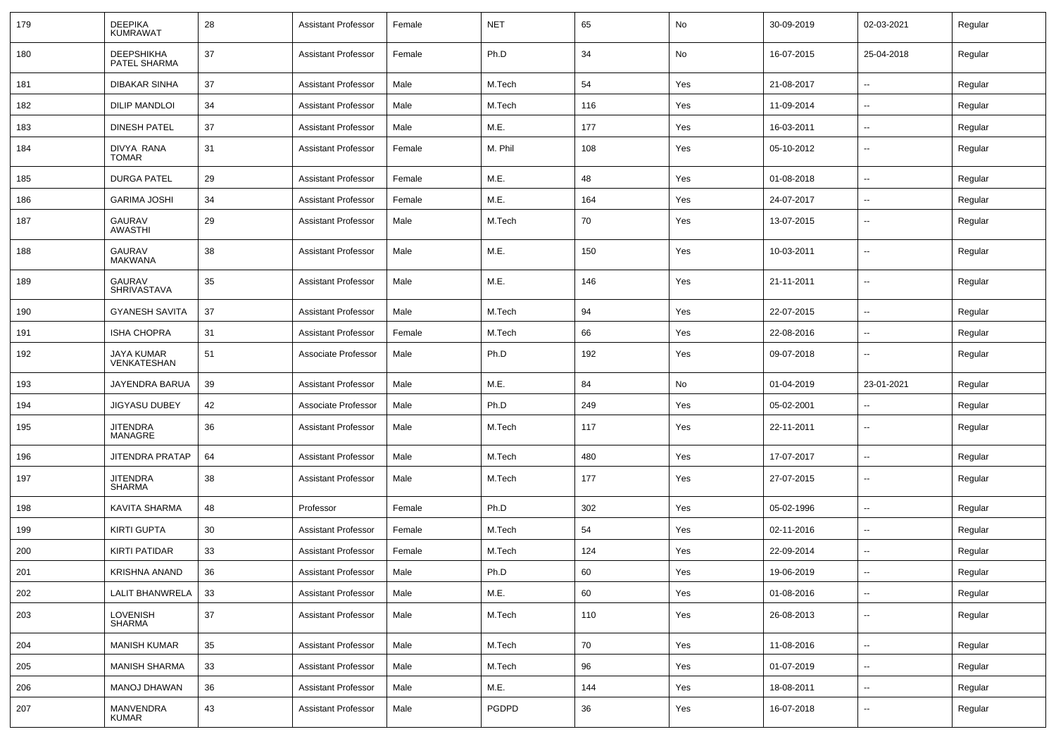| 179 | DEEPIKA KUMRAWAT | 28 | Assistant Professor | Female | NET | 65 | No | 30-09-2019 | 02-03-2021 | Regular |
|---|---|---|---|---|---|---|---|---|---|---|
| 180 | DEEPSHIKHA PATEL SHARMA | 37 | Assistant Professor | Female | Ph.D | 34 | No | 16-07-2015 | 25-04-2018 | Regular |
| 181 | DIBAKAR SINHA | 37 | Assistant Professor | Male | M.Tech | 54 | Yes | 21-08-2017 | -- | Regular |
| 182 | DILIP MANDLOI | 34 | Assistant Professor | Male | M.Tech | 116 | Yes | 11-09-2014 | -- | Regular |
| 183 | DINESH PATEL | 37 | Assistant Professor | Male | M.E. | 177 | Yes | 16-03-2011 | -- | Regular |
| 184 | DIVYA RANA TOMAR | 31 | Assistant Professor | Female | M. Phil | 108 | Yes | 05-10-2012 | -- | Regular |
| 185 | DURGA PATEL | 29 | Assistant Professor | Female | M.E. | 48 | Yes | 01-08-2018 | -- | Regular |
| 186 | GARIMA JOSHI | 34 | Assistant Professor | Female | M.E. | 164 | Yes | 24-07-2017 | -- | Regular |
| 187 | GAURAV AWASTHI | 29 | Assistant Professor | Male | M.Tech | 70 | Yes | 13-07-2015 | -- | Regular |
| 188 | GAURAV MAKWANA | 38 | Assistant Professor | Male | M.E. | 150 | Yes | 10-03-2011 | -- | Regular |
| 189 | GAURAV SHRIVASTAVA | 35 | Assistant Professor | Male | M.E. | 146 | Yes | 21-11-2011 | -- | Regular |
| 190 | GYANESH SAVITA | 37 | Assistant Professor | Male | M.Tech | 94 | Yes | 22-07-2015 | -- | Regular |
| 191 | ISHA CHOPRA | 31 | Assistant Professor | Female | M.Tech | 66 | Yes | 22-08-2016 | -- | Regular |
| 192 | JAYA KUMAR VENKATESHAN | 51 | Associate Professor | Male | Ph.D | 192 | Yes | 09-07-2018 | -- | Regular |
| 193 | JAYENDRA BARUA | 39 | Assistant Professor | Male | M.E. | 84 | No | 01-04-2019 | 23-01-2021 | Regular |
| 194 | JIGYASU DUBEY | 42 | Associate Professor | Male | Ph.D | 249 | Yes | 05-02-2001 | -- | Regular |
| 195 | JITENDRA MANAGRE | 36 | Assistant Professor | Male | M.Tech | 117 | Yes | 22-11-2011 | -- | Regular |
| 196 | JITENDRA PRATAP | 64 | Assistant Professor | Male | M.Tech | 480 | Yes | 17-07-2017 | -- | Regular |
| 197 | JITENDRA SHARMA | 38 | Assistant Professor | Male | M.Tech | 177 | Yes | 27-07-2015 | -- | Regular |
| 198 | KAVITA SHARMA | 48 | Professor | Female | Ph.D | 302 | Yes | 05-02-1996 | -- | Regular |
| 199 | KIRTI GUPTA | 30 | Assistant Professor | Female | M.Tech | 54 | Yes | 02-11-2016 | -- | Regular |
| 200 | KIRTI PATIDAR | 33 | Assistant Professor | Female | M.Tech | 124 | Yes | 22-09-2014 | -- | Regular |
| 201 | KRISHNA ANAND | 36 | Assistant Professor | Male | Ph.D | 60 | Yes | 19-06-2019 | -- | Regular |
| 202 | LALIT BHANWRELA | 33 | Assistant Professor | Male | M.E. | 60 | Yes | 01-08-2016 | -- | Regular |
| 203 | LOVENISH SHARMA | 37 | Assistant Professor | Male | M.Tech | 110 | Yes | 26-08-2013 | -- | Regular |
| 204 | MANISH KUMAR | 35 | Assistant Professor | Male | M.Tech | 70 | Yes | 11-08-2016 | -- | Regular |
| 205 | MANISH SHARMA | 33 | Assistant Professor | Male | M.Tech | 96 | Yes | 01-07-2019 | -- | Regular |
| 206 | MANOJ DHAWAN | 36 | Assistant Professor | Male | M.E. | 144 | Yes | 18-08-2011 | -- | Regular |
| 207 | MANVENDRA KUMAR | 43 | Assistant Professor | Male | PGDPD | 36 | Yes | 16-07-2018 | -- | Regular |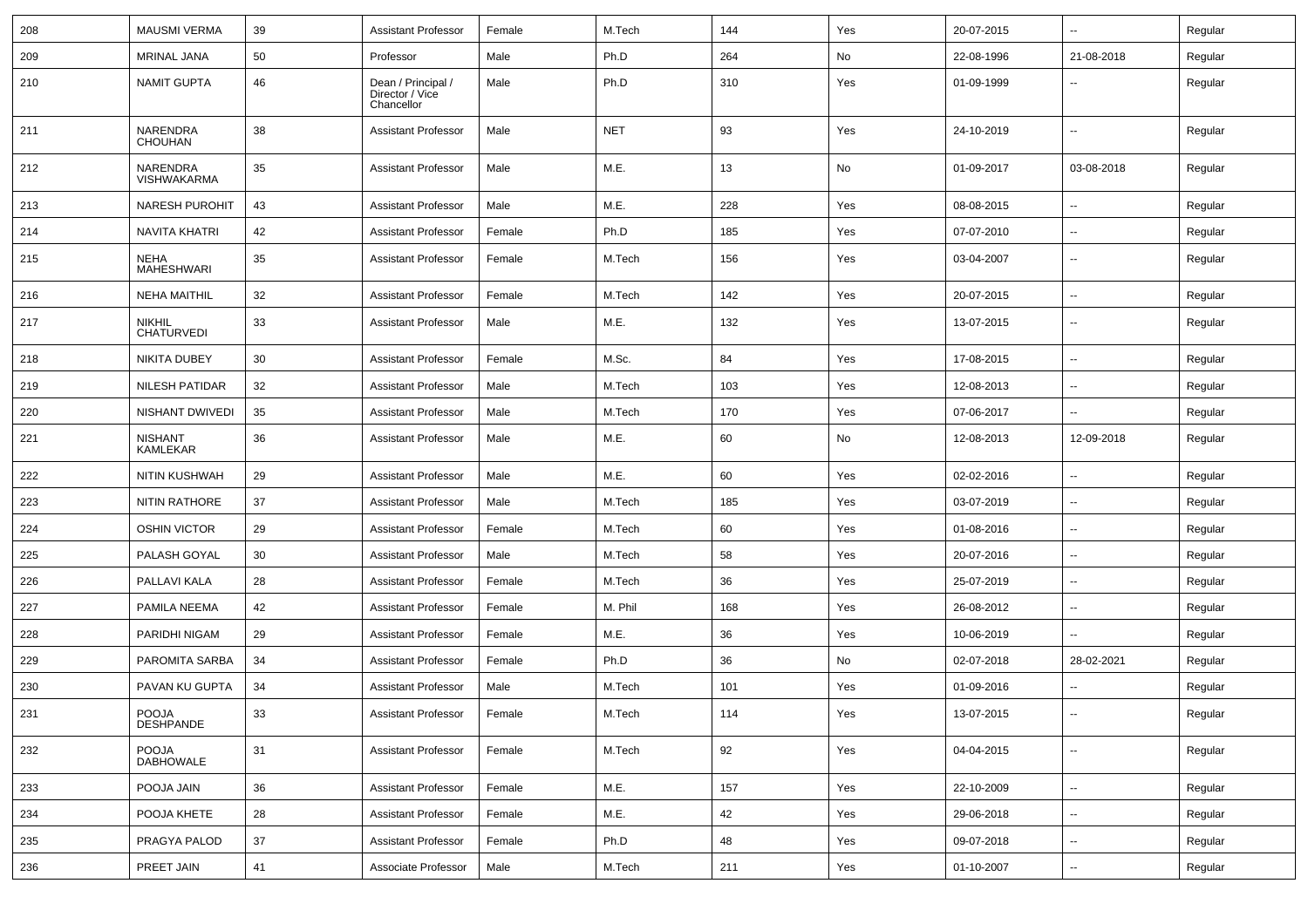| 208 | MAUSMI VERMA | 39 | Assistant Professor | Female | M.Tech | 144 | Yes | 20-07-2015 | -- | Regular |
|---|---|---|---|---|---|---|---|---|---|---|
| 209 | MRINAL JANA | 50 | Professor | Male | Ph.D | 264 | No | 22-08-1996 | 21-08-2018 | Regular |
| 210 | NAMIT GUPTA | 46 | Dean / Principal / Director / Vice Chancellor | Male | Ph.D | 310 | Yes | 01-09-1999 | -- | Regular |
| 211 | NARENDRA CHOUHAN | 38 | Assistant Professor | Male | NET | 93 | Yes | 24-10-2019 | -- | Regular |
| 212 | NARENDRA VISHWAKARMA | 35 | Assistant Professor | Male | M.E. | 13 | No | 01-09-2017 | 03-08-2018 | Regular |
| 213 | NARESH PUROHIT | 43 | Assistant Professor | Male | M.E. | 228 | Yes | 08-08-2015 | -- | Regular |
| 214 | NAVITA KHATRI | 42 | Assistant Professor | Female | Ph.D | 185 | Yes | 07-07-2010 | -- | Regular |
| 215 | NEHA MAHESHWARI | 35 | Assistant Professor | Female | M.Tech | 156 | Yes | 03-04-2007 | -- | Regular |
| 216 | NEHA MAITHIL | 32 | Assistant Professor | Female | M.Tech | 142 | Yes | 20-07-2015 | -- | Regular |
| 217 | NIKHIL CHATURVEDI | 33 | Assistant Professor | Male | M.E. | 132 | Yes | 13-07-2015 | -- | Regular |
| 218 | NIKITA DUBEY | 30 | Assistant Professor | Female | M.Sc. | 84 | Yes | 17-08-2015 | -- | Regular |
| 219 | NILESH PATIDAR | 32 | Assistant Professor | Male | M.Tech | 103 | Yes | 12-08-2013 | -- | Regular |
| 220 | NISHANT DWIVEDI | 35 | Assistant Professor | Male | M.Tech | 170 | Yes | 07-06-2017 | -- | Regular |
| 221 | NISHANT KAMLEKAR | 36 | Assistant Professor | Male | M.E. | 60 | No | 12-08-2013 | 12-09-2018 | Regular |
| 222 | NITIN KUSHWAH | 29 | Assistant Professor | Male | M.E. | 60 | Yes | 02-02-2016 | -- | Regular |
| 223 | NITIN RATHORE | 37 | Assistant Professor | Male | M.Tech | 185 | Yes | 03-07-2019 | -- | Regular |
| 224 | OSHIN VICTOR | 29 | Assistant Professor | Female | M.Tech | 60 | Yes | 01-08-2016 | -- | Regular |
| 225 | PALASH GOYAL | 30 | Assistant Professor | Male | M.Tech | 58 | Yes | 20-07-2016 | -- | Regular |
| 226 | PALLAVI KALA | 28 | Assistant Professor | Female | M.Tech | 36 | Yes | 25-07-2019 | -- | Regular |
| 227 | PAMILA NEEMA | 42 | Assistant Professor | Female | M. Phil | 168 | Yes | 26-08-2012 | -- | Regular |
| 228 | PARIDHI NIGAM | 29 | Assistant Professor | Female | M.E. | 36 | Yes | 10-06-2019 | -- | Regular |
| 229 | PAROMITA SARBA | 34 | Assistant Professor | Female | Ph.D | 36 | No | 02-07-2018 | 28-02-2021 | Regular |
| 230 | PAVAN KU GUPTA | 34 | Assistant Professor | Male | M.Tech | 101 | Yes | 01-09-2016 | -- | Regular |
| 231 | POOJA DESHPANDE | 33 | Assistant Professor | Female | M.Tech | 114 | Yes | 13-07-2015 | -- | Regular |
| 232 | POOJA DABHOWALE | 31 | Assistant Professor | Female | M.Tech | 92 | Yes | 04-04-2015 | -- | Regular |
| 233 | POOJA JAIN | 36 | Assistant Professor | Female | M.E. | 157 | Yes | 22-10-2009 | -- | Regular |
| 234 | POOJA KHETE | 28 | Assistant Professor | Female | M.E. | 42 | Yes | 29-06-2018 | -- | Regular |
| 235 | PRAGYA PALOD | 37 | Assistant Professor | Female | Ph.D | 48 | Yes | 09-07-2018 | -- | Regular |
| 236 | PREET JAIN | 41 | Associate Professor | Male | M.Tech | 211 | Yes | 01-10-2007 | -- | Regular |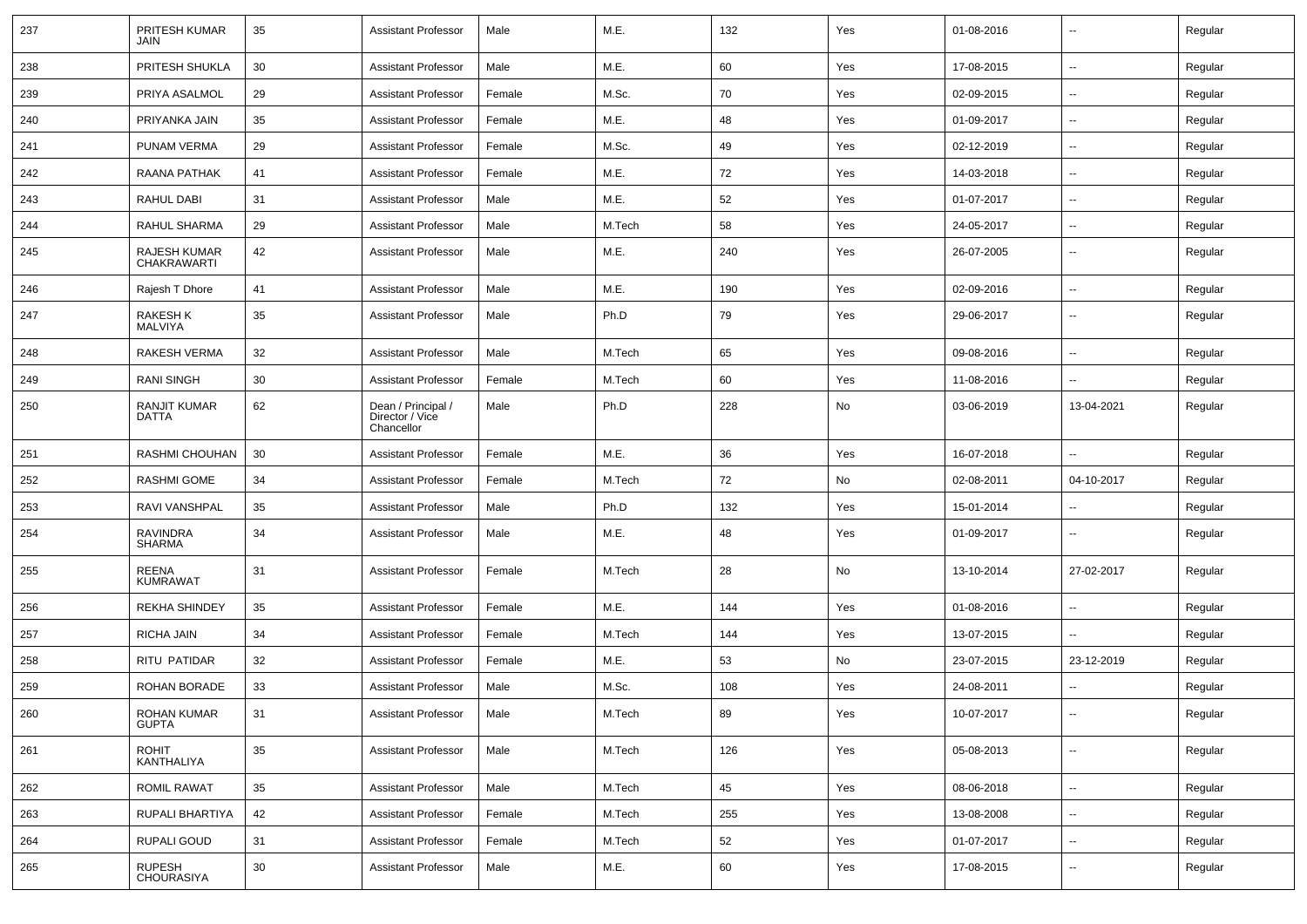| 237 | PRITESH KUMAR JAIN | 35 | Assistant Professor | Male | M.E. | 132 | Yes | 01-08-2016 | -- | Regular |
|---|---|---|---|---|---|---|---|---|---|---|
| 238 | PRITESH SHUKLA | 30 | Assistant Professor | Male | M.E. | 60 | Yes | 17-08-2015 | -- | Regular |
| 239 | PRIYA ASALMOL | 29 | Assistant Professor | Female | M.Sc. | 70 | Yes | 02-09-2015 | -- | Regular |
| 240 | PRIYANKA JAIN | 35 | Assistant Professor | Female | M.E. | 48 | Yes | 01-09-2017 | -- | Regular |
| 241 | PUNAM VERMA | 29 | Assistant Professor | Female | M.Sc. | 49 | Yes | 02-12-2019 | -- | Regular |
| 242 | RAANA PATHAK | 41 | Assistant Professor | Female | M.E. | 72 | Yes | 14-03-2018 | -- | Regular |
| 243 | RAHUL DABI | 31 | Assistant Professor | Male | M.E. | 52 | Yes | 01-07-2017 | -- | Regular |
| 244 | RAHUL SHARMA | 29 | Assistant Professor | Male | M.Tech | 58 | Yes | 24-05-2017 | -- | Regular |
| 245 | RAJESH KUMAR CHAKRAWARTI | 42 | Assistant Professor | Male | M.E. | 240 | Yes | 26-07-2005 | -- | Regular |
| 246 | Rajesh T Dhore | 41 | Assistant Professor | Male | M.E. | 190 | Yes | 02-09-2016 | -- | Regular |
| 247 | RAKESH K MALVIYA | 35 | Assistant Professor | Male | Ph.D | 79 | Yes | 29-06-2017 | -- | Regular |
| 248 | RAKESH VERMA | 32 | Assistant Professor | Male | M.Tech | 65 | Yes | 09-08-2016 | -- | Regular |
| 249 | RANI SINGH | 30 | Assistant Professor | Female | M.Tech | 60 | Yes | 11-08-2016 | -- | Regular |
| 250 | RANJIT KUMAR DATTA | 62 | Dean / Principal / Director / Vice Chancellor | Male | Ph.D | 228 | No | 03-06-2019 | 13-04-2021 | Regular |
| 251 | RASHMI CHOUHAN | 30 | Assistant Professor | Female | M.E. | 36 | Yes | 16-07-2018 | -- | Regular |
| 252 | RASHMI GOME | 34 | Assistant Professor | Female | M.Tech | 72 | No | 02-08-2011 | 04-10-2017 | Regular |
| 253 | RAVI VANSHPAL | 35 | Assistant Professor | Male | Ph.D | 132 | Yes | 15-01-2014 | -- | Regular |
| 254 | RAVINDRA SHARMA | 34 | Assistant Professor | Male | M.E. | 48 | Yes | 01-09-2017 | -- | Regular |
| 255 | REENA KUMRAWAT | 31 | Assistant Professor | Female | M.Tech | 28 | No | 13-10-2014 | 27-02-2017 | Regular |
| 256 | REKHA SHINDEY | 35 | Assistant Professor | Female | M.E. | 144 | Yes | 01-08-2016 | -- | Regular |
| 257 | RICHA JAIN | 34 | Assistant Professor | Female | M.Tech | 144 | Yes | 13-07-2015 | -- | Regular |
| 258 | RITU PATIDAR | 32 | Assistant Professor | Female | M.E. | 53 | No | 23-07-2015 | 23-12-2019 | Regular |
| 259 | ROHAN BORADE | 33 | Assistant Professor | Male | M.Sc. | 108 | Yes | 24-08-2011 | -- | Regular |
| 260 | ROHAN KUMAR GUPTA | 31 | Assistant Professor | Male | M.Tech | 89 | Yes | 10-07-2017 | -- | Regular |
| 261 | ROHIT KANTHALIYA | 35 | Assistant Professor | Male | M.Tech | 126 | Yes | 05-08-2013 | -- | Regular |
| 262 | ROMIL RAWAT | 35 | Assistant Professor | Male | M.Tech | 45 | Yes | 08-06-2018 | -- | Regular |
| 263 | RUPALI BHARTIYA | 42 | Assistant Professor | Female | M.Tech | 255 | Yes | 13-08-2008 | -- | Regular |
| 264 | RUPALI GOUD | 31 | Assistant Professor | Female | M.Tech | 52 | Yes | 01-07-2017 | -- | Regular |
| 265 | RUPESH CHOURASIYA | 30 | Assistant Professor | Male | M.E. | 60 | Yes | 17-08-2015 | -- | Regular |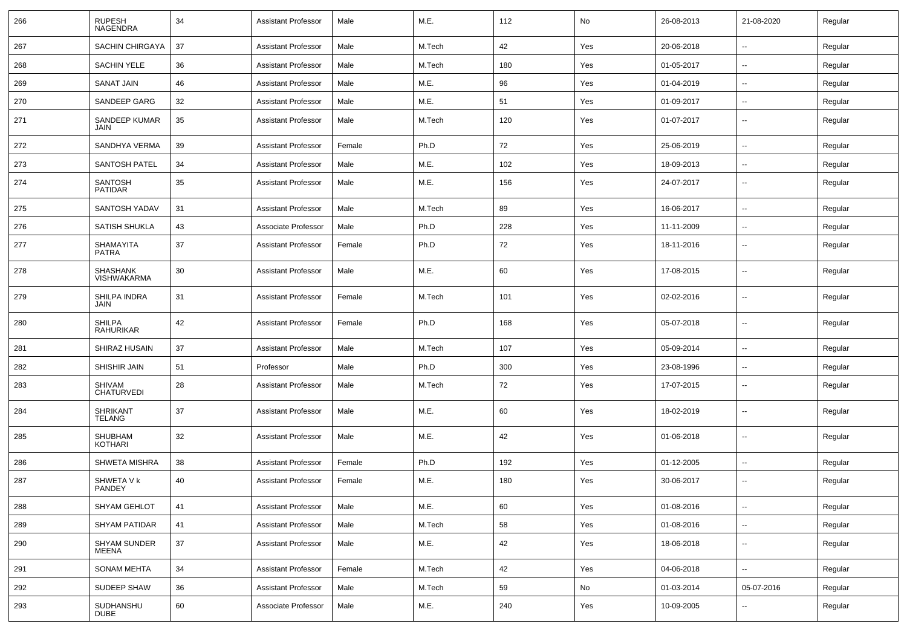| 266 | RUPESH NAGENDRA | 34 | Assistant Professor | Male | M.E. | 112 | No | 26-08-2013 | 21-08-2020 | Regular |
|---|---|---|---|---|---|---|---|---|---|---|
| 267 | SACHIN CHIRGAYA | 37 | Assistant Professor | Male | M.Tech | 42 | Yes | 20-06-2018 | -- | Regular |
| 268 | SACHIN YELE | 36 | Assistant Professor | Male | M.Tech | 180 | Yes | 01-05-2017 | -- | Regular |
| 269 | SANAT JAIN | 46 | Assistant Professor | Male | M.E. | 96 | Yes | 01-04-2019 | -- | Regular |
| 270 | SANDEEP GARG | 32 | Assistant Professor | Male | M.E. | 51 | Yes | 01-09-2017 | -- | Regular |
| 271 | SANDEEP KUMAR JAIN | 35 | Assistant Professor | Male | M.Tech | 120 | Yes | 01-07-2017 | -- | Regular |
| 272 | SANDHYA VERMA | 39 | Assistant Professor | Female | Ph.D | 72 | Yes | 25-06-2019 | -- | Regular |
| 273 | SANTOSH PATEL | 34 | Assistant Professor | Male | M.E. | 102 | Yes | 18-09-2013 | -- | Regular |
| 274 | SANTOSH PATIDAR | 35 | Assistant Professor | Male | M.E. | 156 | Yes | 24-07-2017 | -- | Regular |
| 275 | SANTOSH YADAV | 31 | Assistant Professor | Male | M.Tech | 89 | Yes | 16-06-2017 | -- | Regular |
| 276 | SATISH SHUKLA | 43 | Associate Professor | Male | Ph.D | 228 | Yes | 11-11-2009 | -- | Regular |
| 277 | SHAMAYITA PATRA | 37 | Assistant Professor | Female | Ph.D | 72 | Yes | 18-11-2016 | -- | Regular |
| 278 | SHASHANK VISHWAKARMA | 30 | Assistant Professor | Male | M.E. | 60 | Yes | 17-08-2015 | -- | Regular |
| 279 | SHILPA INDRA JAIN | 31 | Assistant Professor | Female | M.Tech | 101 | Yes | 02-02-2016 | -- | Regular |
| 280 | SHILPA RAHURIKAR | 42 | Assistant Professor | Female | Ph.D | 168 | Yes | 05-07-2018 | -- | Regular |
| 281 | SHIRAZ HUSAIN | 37 | Assistant Professor | Male | M.Tech | 107 | Yes | 05-09-2014 | -- | Regular |
| 282 | SHISHIR JAIN | 51 | Professor | Male | Ph.D | 300 | Yes | 23-08-1996 | -- | Regular |
| 283 | SHIVAM CHATURVEDI | 28 | Assistant Professor | Male | M.Tech | 72 | Yes | 17-07-2015 | -- | Regular |
| 284 | SHRIKANT TELANG | 37 | Assistant Professor | Male | M.E. | 60 | Yes | 18-02-2019 | -- | Regular |
| 285 | SHUBHAM KOTHARI | 32 | Assistant Professor | Male | M.E. | 42 | Yes | 01-06-2018 | -- | Regular |
| 286 | SHWETA MISHRA | 38 | Assistant Professor | Female | Ph.D | 192 | Yes | 01-12-2005 | -- | Regular |
| 287 | SHWETA V k PANDEY | 40 | Assistant Professor | Female | M.E. | 180 | Yes | 30-06-2017 | -- | Regular |
| 288 | SHYAM GEHLOT | 41 | Assistant Professor | Male | M.E. | 60 | Yes | 01-08-2016 | -- | Regular |
| 289 | SHYAM PATIDAR | 41 | Assistant Professor | Male | M.Tech | 58 | Yes | 01-08-2016 | -- | Regular |
| 290 | SHYAM SUNDER MEENA | 37 | Assistant Professor | Male | M.E. | 42 | Yes | 18-06-2018 | -- | Regular |
| 291 | SONAM MEHTA | 34 | Assistant Professor | Female | M.Tech | 42 | Yes | 04-06-2018 | -- | Regular |
| 292 | SUDEEP SHAW | 36 | Assistant Professor | Male | M.Tech | 59 | No | 01-03-2014 | 05-07-2016 | Regular |
| 293 | SUDHANSHU DUBE | 60 | Associate Professor | Male | M.E. | 240 | Yes | 10-09-2005 | -- | Regular |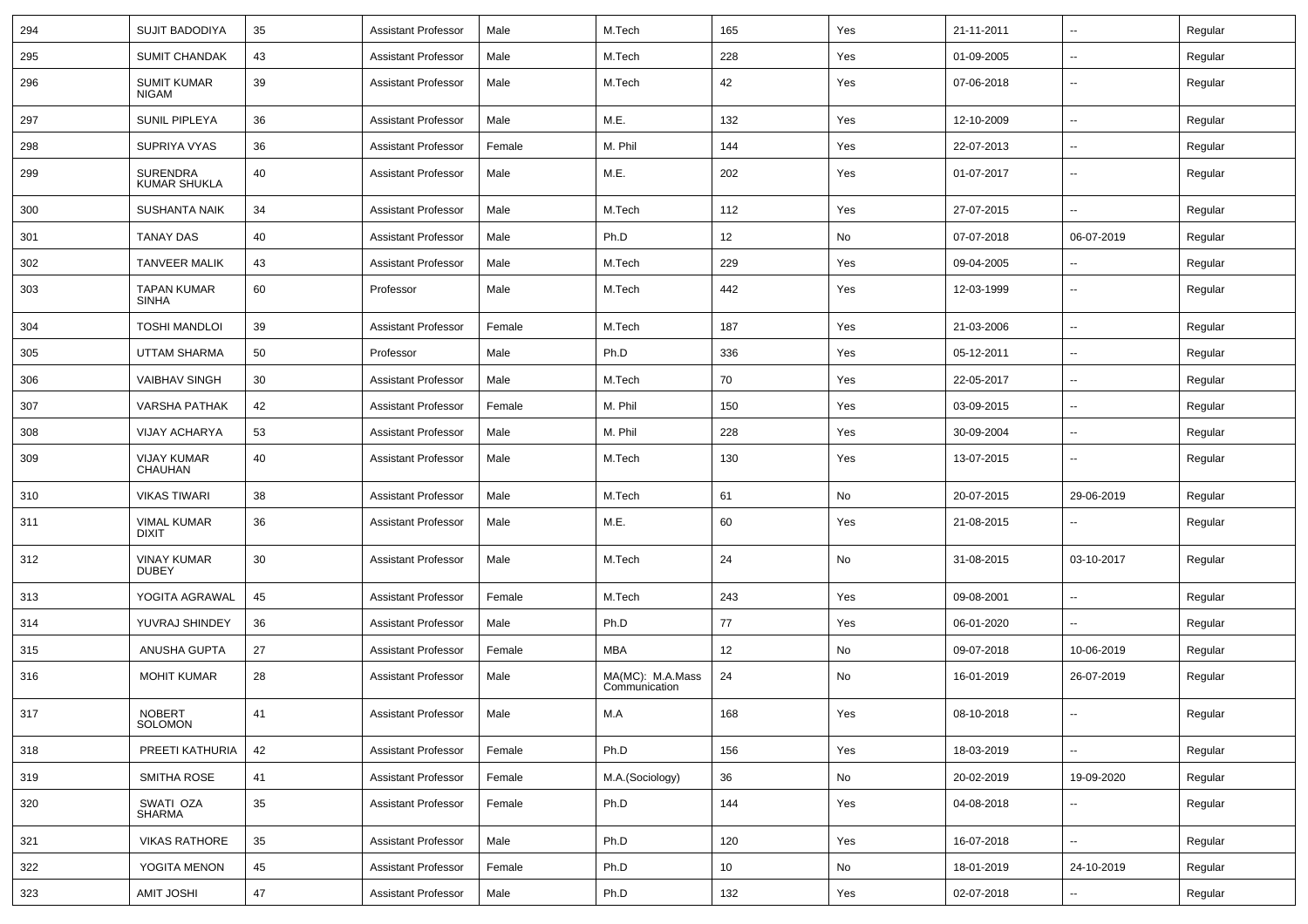| 294 | SUJIT BADODIYA | 35 | Assistant Professor | Male | M.Tech | 165 | Yes | 21-11-2011 | -- | Regular |
|---|---|---|---|---|---|---|---|---|---|---|
| 295 | SUMIT CHANDAK | 43 | Assistant Professor | Male | M.Tech | 228 | Yes | 01-09-2005 | -- | Regular |
| 296 | SUMIT KUMAR NIGAM | 39 | Assistant Professor | Male | M.Tech | 42 | Yes | 07-06-2018 | -- | Regular |
| 297 | SUNIL PIPLEYA | 36 | Assistant Professor | Male | M.E. | 132 | Yes | 12-10-2009 | -- | Regular |
| 298 | SUPRIYA VYAS | 36 | Assistant Professor | Female | M. Phil | 144 | Yes | 22-07-2013 | -- | Regular |
| 299 | SURENDRA KUMAR SHUKLA | 40 | Assistant Professor | Male | M.E. | 202 | Yes | 01-07-2017 | -- | Regular |
| 300 | SUSHANTA NAIK | 34 | Assistant Professor | Male | M.Tech | 112 | Yes | 27-07-2015 | -- | Regular |
| 301 | TANAY DAS | 40 | Assistant Professor | Male | Ph.D | 12 | No | 07-07-2018 | 06-07-2019 | Regular |
| 302 | TANVEER MALIK | 43 | Assistant Professor | Male | M.Tech | 229 | Yes | 09-04-2005 | -- | Regular |
| 303 | TAPAN KUMAR SINHA | 60 | Professor | Male | M.Tech | 442 | Yes | 12-03-1999 | -- | Regular |
| 304 | TOSHI MANDLOI | 39 | Assistant Professor | Female | M.Tech | 187 | Yes | 21-03-2006 | -- | Regular |
| 305 | UTTAM SHARMA | 50 | Professor | Male | Ph.D | 336 | Yes | 05-12-2011 | -- | Regular |
| 306 | VAIBHAV SINGH | 30 | Assistant Professor | Male | M.Tech | 70 | Yes | 22-05-2017 | -- | Regular |
| 307 | VARSHA PATHAK | 42 | Assistant Professor | Female | M. Phil | 150 | Yes | 03-09-2015 | -- | Regular |
| 308 | VIJAY ACHARYA | 53 | Assistant Professor | Male | M. Phil | 228 | Yes | 30-09-2004 | -- | Regular |
| 309 | VIJAY KUMAR CHAUHAN | 40 | Assistant Professor | Male | M.Tech | 130 | Yes | 13-07-2015 | -- | Regular |
| 310 | VIKAS TIWARI | 38 | Assistant Professor | Male | M.Tech | 61 | No | 20-07-2015 | 29-06-2019 | Regular |
| 311 | VIMAL KUMAR DIXIT | 36 | Assistant Professor | Male | M.E. | 60 | Yes | 21-08-2015 | -- | Regular |
| 312 | VINAY KUMAR DUBEY | 30 | Assistant Professor | Male | M.Tech | 24 | No | 31-08-2015 | 03-10-2017 | Regular |
| 313 | YOGITA AGRAWAL | 45 | Assistant Professor | Female | M.Tech | 243 | Yes | 09-08-2001 | -- | Regular |
| 314 | YUVRAJ SHINDEY | 36 | Assistant Professor | Male | Ph.D | 77 | Yes | 06-01-2020 | -- | Regular |
| 315 | ANUSHA GUPTA | 27 | Assistant Professor | Female | MBA | 12 | No | 09-07-2018 | 10-06-2019 | Regular |
| 316 | MOHIT KUMAR | 28 | Assistant Professor | Male | MA(MC): M.A.Mass Communication | 24 | No | 16-01-2019 | 26-07-2019 | Regular |
| 317 | NOBERT SOLOMON | 41 | Assistant Professor | Male | M.A | 168 | Yes | 08-10-2018 | -- | Regular |
| 318 | PREETI KATHURIA | 42 | Assistant Professor | Female | Ph.D | 156 | Yes | 18-03-2019 | -- | Regular |
| 319 | SMITHA ROSE | 41 | Assistant Professor | Female | M.A.(Sociology) | 36 | No | 20-02-2019 | 19-09-2020 | Regular |
| 320 | SWATI OZA SHARMA | 35 | Assistant Professor | Female | Ph.D | 144 | Yes | 04-08-2018 | -- | Regular |
| 321 | VIKAS RATHORE | 35 | Assistant Professor | Male | Ph.D | 120 | Yes | 16-07-2018 | -- | Regular |
| 322 | YOGITA MENON | 45 | Assistant Professor | Female | Ph.D | 10 | No | 18-01-2019 | 24-10-2019 | Regular |
| 323 | AMIT JOSHI | 47 | Assistant Professor | Male | Ph.D | 132 | Yes | 02-07-2018 | -- | Regular |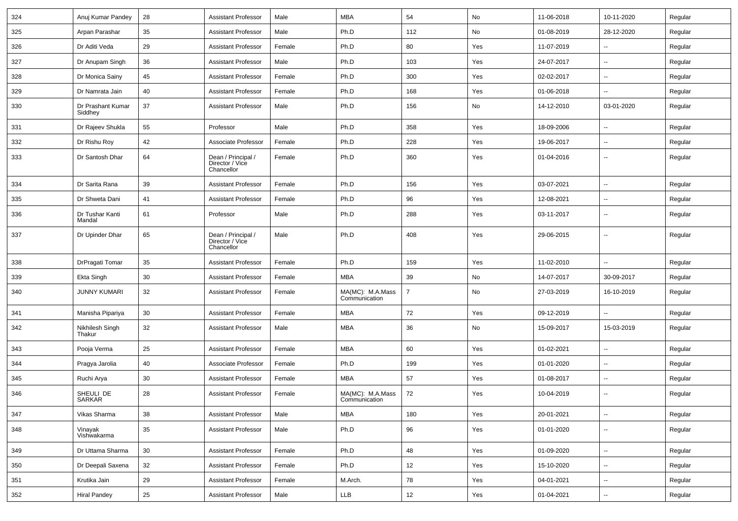| 324 | Anuj Kumar Pandey | 28 | Assistant Professor | Male | MBA | 54 | No | 11-06-2018 | 10-11-2020 | Regular |
|---|---|---|---|---|---|---|---|---|---|---|
| 325 | Arpan Parashar | 35 | Assistant Professor | Male | Ph.D | 112 | No | 01-08-2019 | 28-12-2020 | Regular |
| 326 | Dr Aditi Veda | 29 | Assistant Professor | Female | Ph.D | 80 | Yes | 11-07-2019 | -- | Regular |
| 327 | Dr Anupam Singh | 36 | Assistant Professor | Male | Ph.D | 103 | Yes | 24-07-2017 | -- | Regular |
| 328 | Dr Monica Sainy | 45 | Assistant Professor | Female | Ph.D | 300 | Yes | 02-02-2017 | -- | Regular |
| 329 | Dr Namrata Jain | 40 | Assistant Professor | Female | Ph.D | 168 | Yes | 01-06-2018 | -- | Regular |
| 330 | Dr Prashant Kumar Siddhey | 37 | Assistant Professor | Male | Ph.D | 156 | No | 14-12-2010 | 03-01-2020 | Regular |
| 331 | Dr Rajeev Shukla | 55 | Professor | Male | Ph.D | 358 | Yes | 18-09-2006 | -- | Regular |
| 332 | Dr Rishu Roy | 42 | Associate Professor | Female | Ph.D | 228 | Yes | 19-06-2017 | -- | Regular |
| 333 | Dr Santosh Dhar | 64 | Dean / Principal / Director / Vice Chancellor | Female | Ph.D | 360 | Yes | 01-04-2016 | -- | Regular |
| 334 | Dr Sarita Rana | 39 | Assistant Professor | Female | Ph.D | 156 | Yes | 03-07-2021 | -- | Regular |
| 335 | Dr Shweta Dani | 41 | Assistant Professor | Female | Ph.D | 96 | Yes | 12-08-2021 | -- | Regular |
| 336 | Dr Tushar Kanti Mandal | 61 | Professor | Male | Ph.D | 288 | Yes | 03-11-2017 | -- | Regular |
| 337 | Dr Upinder Dhar | 65 | Dean / Principal / Director / Vice Chancellor | Male | Ph.D | 408 | Yes | 29-06-2015 | -- | Regular |
| 338 | DrPragati Tomar | 35 | Assistant Professor | Female | Ph.D | 159 | Yes | 11-02-2010 | -- | Regular |
| 339 | Ekta Singh | 30 | Assistant Professor | Female | MBA | 39 | No | 14-07-2017 | 30-09-2017 | Regular |
| 340 | JUNNY KUMARI | 32 | Assistant Professor | Female | MA(MC): M.A.Mass Communication | 7 | No | 27-03-2019 | 16-10-2019 | Regular |
| 341 | Manisha Pipariya | 30 | Assistant Professor | Female | MBA | 72 | Yes | 09-12-2019 | -- | Regular |
| 342 | Nikhilesh Singh Thakur | 32 | Assistant Professor | Male | MBA | 36 | No | 15-09-2017 | 15-03-2019 | Regular |
| 343 | Pooja Verma | 25 | Assistant Professor | Female | MBA | 60 | Yes | 01-02-2021 | -- | Regular |
| 344 | Pragya Jarolia | 40 | Associate Professor | Female | Ph.D | 199 | Yes | 01-01-2020 | -- | Regular |
| 345 | Ruchi Arya | 30 | Assistant Professor | Female | MBA | 57 | Yes | 01-08-2017 | -- | Regular |
| 346 | SHEULI DE SARKAR | 28 | Assistant Professor | Female | MA(MC): M.A.Mass Communication | 72 | Yes | 10-04-2019 | -- | Regular |
| 347 | Vikas Sharma | 38 | Assistant Professor | Male | MBA | 180 | Yes | 20-01-2021 | -- | Regular |
| 348 | Vinayak Vishwakarma | 35 | Assistant Professor | Male | Ph.D | 96 | Yes | 01-01-2020 | -- | Regular |
| 349 | Dr Uttama Sharma | 30 | Assistant Professor | Female | Ph.D | 48 | Yes | 01-09-2020 | -- | Regular |
| 350 | Dr Deepali Saxena | 32 | Assistant Professor | Female | Ph.D | 12 | Yes | 15-10-2020 | -- | Regular |
| 351 | Krutika Jain | 29 | Assistant Professor | Female | M.Arch. | 78 | Yes | 04-01-2021 | -- | Regular |
| 352 | Hiral Pandey | 25 | Assistant Professor | Male | LLB | 12 | Yes | 01-04-2021 | -- | Regular |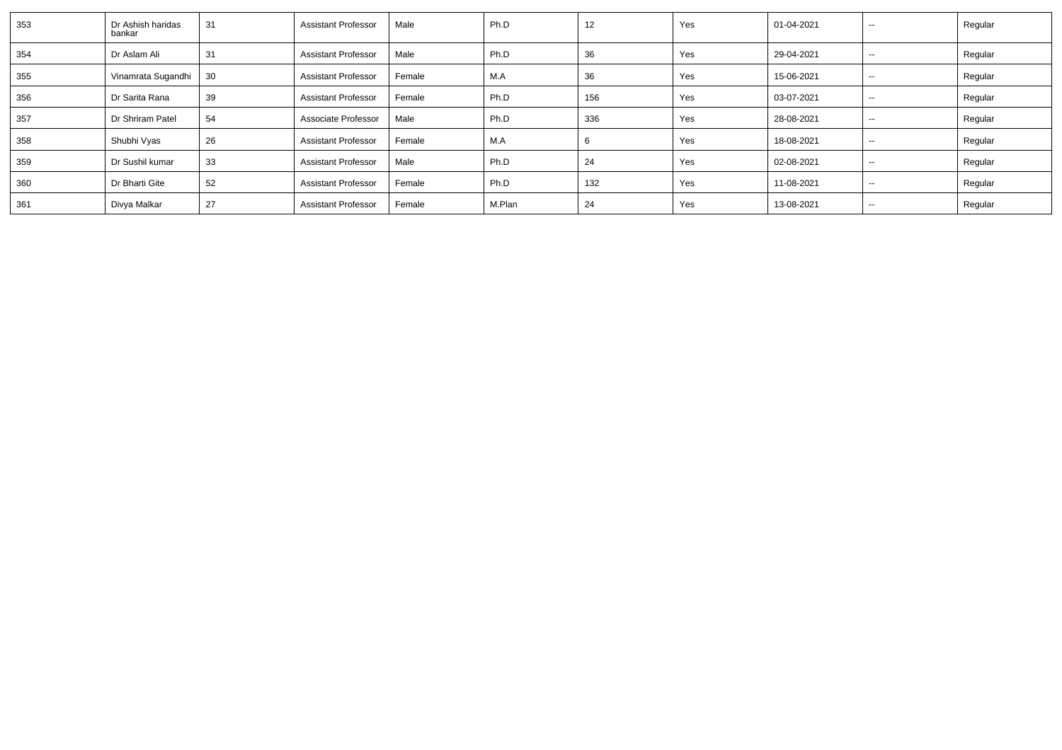| | | | | | | | | | | |
|---|---|---|---|---|---|---|---|---|---|---|
| 353 | Dr Ashish haridas bankar | 31 | Assistant Professor | Male | Ph.D | 12 | Yes | 01-04-2021 | -- | Regular |
| 354 | Dr Aslam Ali | 31 | Assistant Professor | Male | Ph.D | 36 | Yes | 29-04-2021 | -- | Regular |
| 355 | Vinamrata Sugandhi | 30 | Assistant Professor | Female | M.A | 36 | Yes | 15-06-2021 | -- | Regular |
| 356 | Dr Sarita Rana | 39 | Assistant Professor | Female | Ph.D | 156 | Yes | 03-07-2021 | -- | Regular |
| 357 | Dr Shriram Patel | 54 | Associate Professor | Male | Ph.D | 336 | Yes | 28-08-2021 | -- | Regular |
| 358 | Shubhi Vyas | 26 | Assistant Professor | Female | M.A | 6 | Yes | 18-08-2021 | -- | Regular |
| 359 | Dr Sushil kumar | 33 | Assistant Professor | Male | Ph.D | 24 | Yes | 02-08-2021 | -- | Regular |
| 360 | Dr Bharti Gite | 52 | Assistant Professor | Female | Ph.D | 132 | Yes | 11-08-2021 | -- | Regular |
| 361 | Divya Malkar | 27 | Assistant Professor | Female | M.Plan | 24 | Yes | 13-08-2021 | -- | Regular |